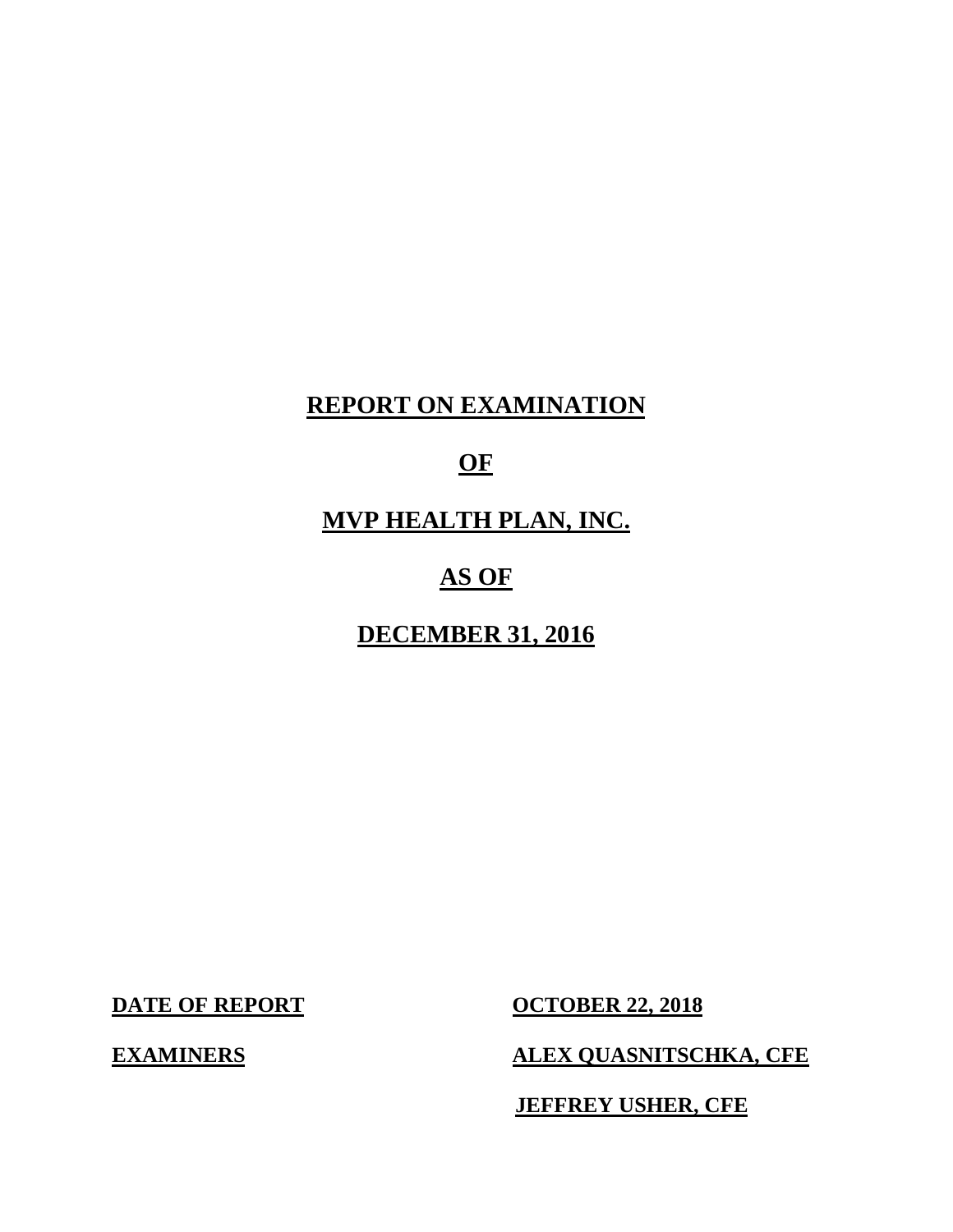# REPORT ON EXAMINATION

# OF

# MVP HEALTH PLAN, INC.

# AS OF

# DECEMBER 31, 2016

| | |
|---|---|
| **DATE OF REPORT** | **OCTOBER 22, 2018** |
| **EXAMINERS** | **ALEX QUASNITSCHKA, CFE** |
| | **JEFFREY USHER, CFE** |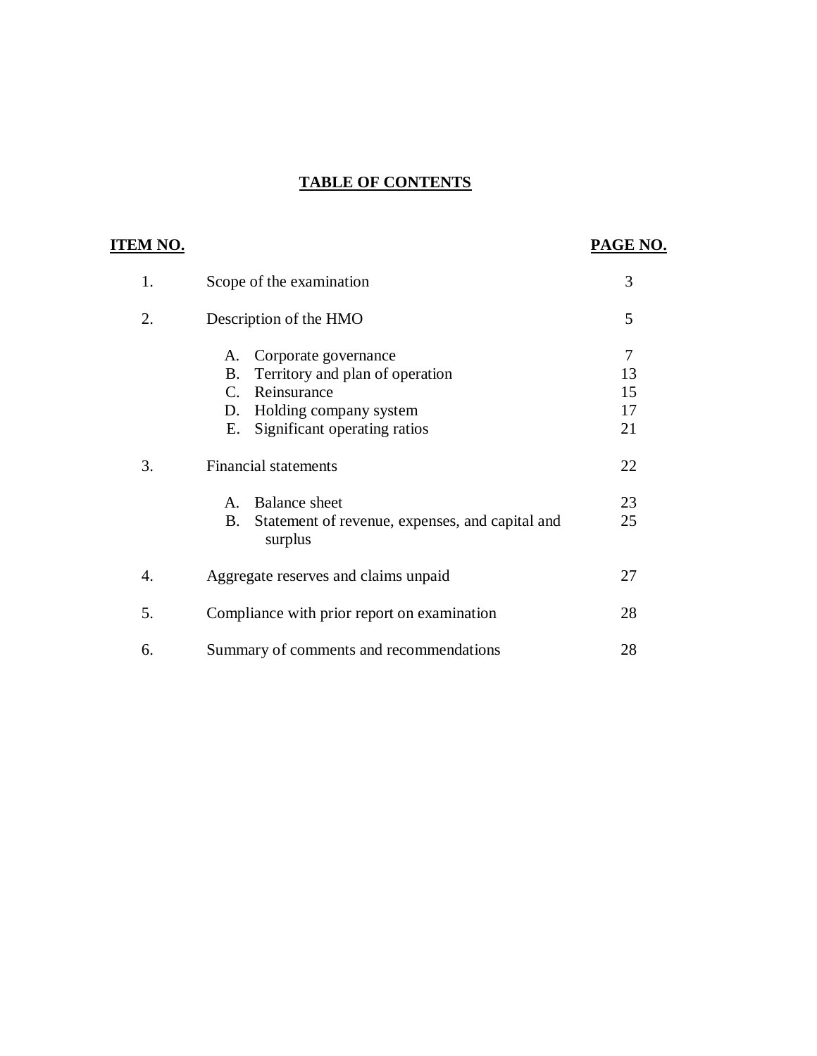# TABLE OF CONTENTS

| ITEM NO. | | PAGE NO. |
|---|---|---|
| 1. | Scope of the examination | 3 |
| 2. | Description of the HMO | 5 |
| | A. Corporate governance | 7 |
| | B. Territory and plan of operation | 13 |
| | C. Reinsurance | 15 |
| | D. Holding company system | 17 |
| | E. Significant operating ratios | 21 |
| 3. | Financial statements | 22 |
| | A. Balance sheet | 23 |
| | B. Statement of revenue, expenses, and capital and surplus | 25 |
| 4. | Aggregate reserves and claims unpaid | 27 |
| 5. | Compliance with prior report on examination | 28 |
| 6. | Summary of comments and recommendations | 28 |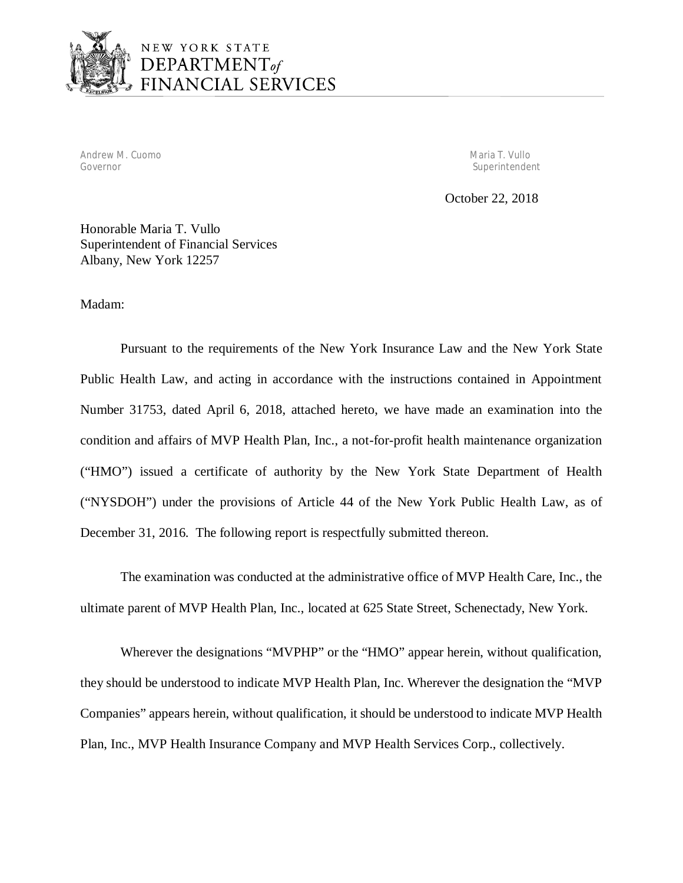NEW YORK STATE
DEPARTMENT *of*
FINANCIAL SERVICES

Andrew M. Cuomo
Governor

Maria T. Vullo
Superintendent

October 22, 2018

Honorable Maria T. Vullo
Superintendent of Financial Services
Albany, New York 12257

Madam:

Pursuant to the requirements of the New York Insurance Law and the New York State Public Health Law, and acting in accordance with the instructions contained in Appointment Number 31753, dated April 6, 2018, attached hereto, we have made an examination into the condition and affairs of MVP Health Plan, Inc., a not-for-profit health maintenance organization ("HMO") issued a certificate of authority by the New York State Department of Health ("NYSDOH") under the provisions of Article 44 of the New York Public Health Law, as of December 31, 2016. The following report is respectfully submitted thereon.

The examination was conducted at the administrative office of MVP Health Care, Inc., the ultimate parent of MVP Health Plan, Inc., located at 625 State Street, Schenectady, New York.

Wherever the designations "MVPHP" or the "HMO" appear herein, without qualification, they should be understood to indicate MVP Health Plan, Inc. Wherever the designation the "MVP Companies" appears herein, without qualification, it should be understood to indicate MVP Health Plan, Inc., MVP Health Insurance Company and MVP Health Services Corp., collectively.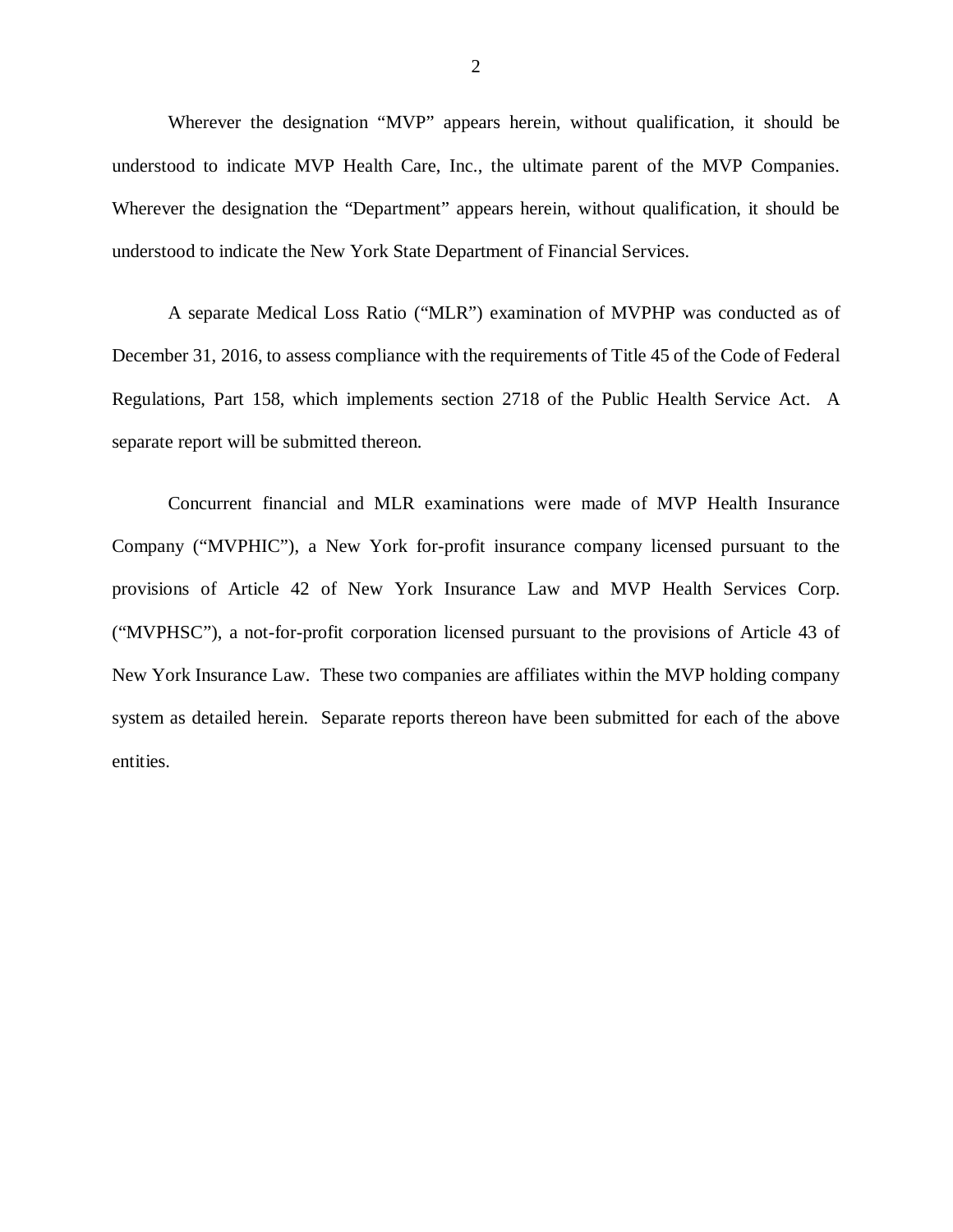Wherever the designation "MVP" appears herein, without qualification, it should be understood to indicate MVP Health Care, Inc., the ultimate parent of the MVP Companies. Wherever the designation the "Department" appears herein, without qualification, it should be understood to indicate the New York State Department of Financial Services.

A separate Medical Loss Ratio ("MLR") examination of MVPHP was conducted as of December 31, 2016, to assess compliance with the requirements of Title 45 of the Code of Federal Regulations, Part 158, which implements section 2718 of the Public Health Service Act. A separate report will be submitted thereon.

Concurrent financial and MLR examinations were made of MVP Health Insurance Company ("MVPHIC"), a New York for-profit insurance company licensed pursuant to the provisions of Article 42 of New York Insurance Law and MVP Health Services Corp. ("MVPHSC"), a not-for-profit corporation licensed pursuant to the provisions of Article 43 of New York Insurance Law. These two companies are affiliates within the MVP holding company system as detailed herein. Separate reports thereon have been submitted for each of the above entities.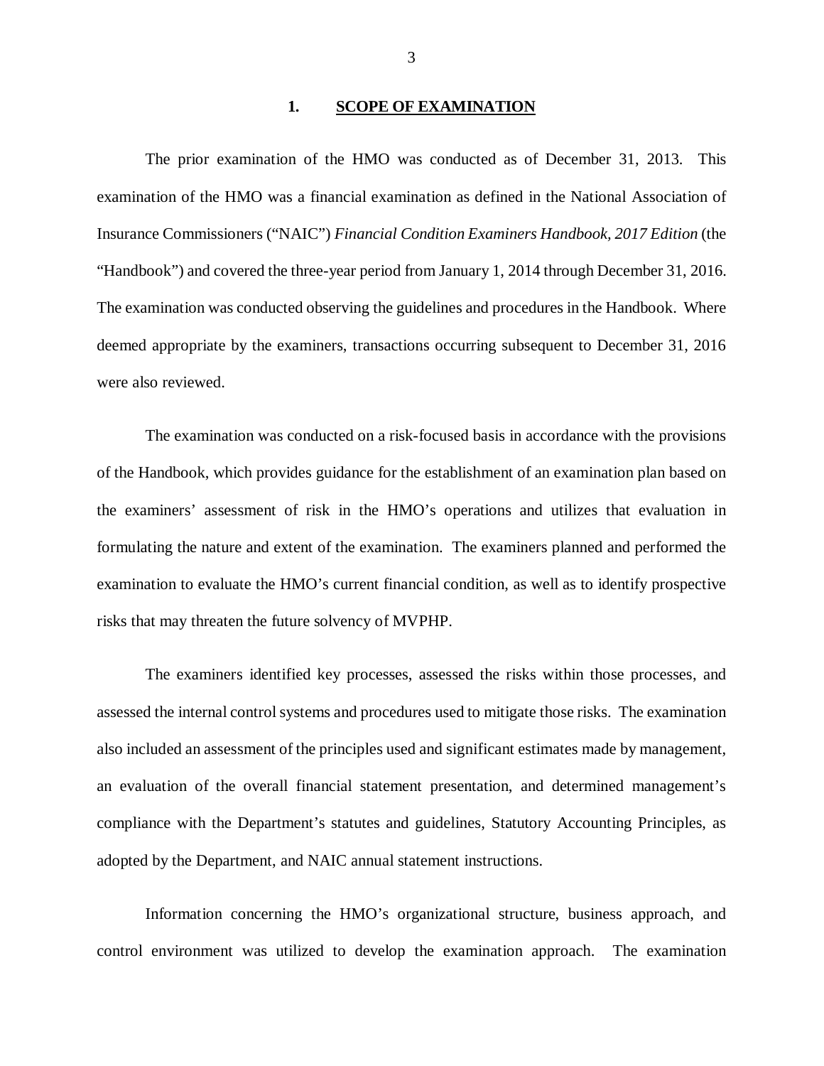## 1. SCOPE OF EXAMINATION

The prior examination of the HMO was conducted as of December 31, 2013. This examination of the HMO was a financial examination as defined in the National Association of Insurance Commissioners ("NAIC") *Financial Condition Examiners Handbook, 2017 Edition* (the "Handbook") and covered the three-year period from January 1, 2014 through December 31, 2016. The examination was conducted observing the guidelines and procedures in the Handbook. Where deemed appropriate by the examiners, transactions occurring subsequent to December 31, 2016 were also reviewed.

The examination was conducted on a risk-focused basis in accordance with the provisions of the Handbook, which provides guidance for the establishment of an examination plan based on the examiners' assessment of risk in the HMO's operations and utilizes that evaluation in formulating the nature and extent of the examination. The examiners planned and performed the examination to evaluate the HMO's current financial condition, as well as to identify prospective risks that may threaten the future solvency of MVPHP.

The examiners identified key processes, assessed the risks within those processes, and assessed the internal control systems and procedures used to mitigate those risks. The examination also included an assessment of the principles used and significant estimates made by management, an evaluation of the overall financial statement presentation, and determined management's compliance with the Department's statutes and guidelines, Statutory Accounting Principles, as adopted by the Department, and NAIC annual statement instructions.

Information concerning the HMO's organizational structure, business approach, and control environment was utilized to develop the examination approach. The examination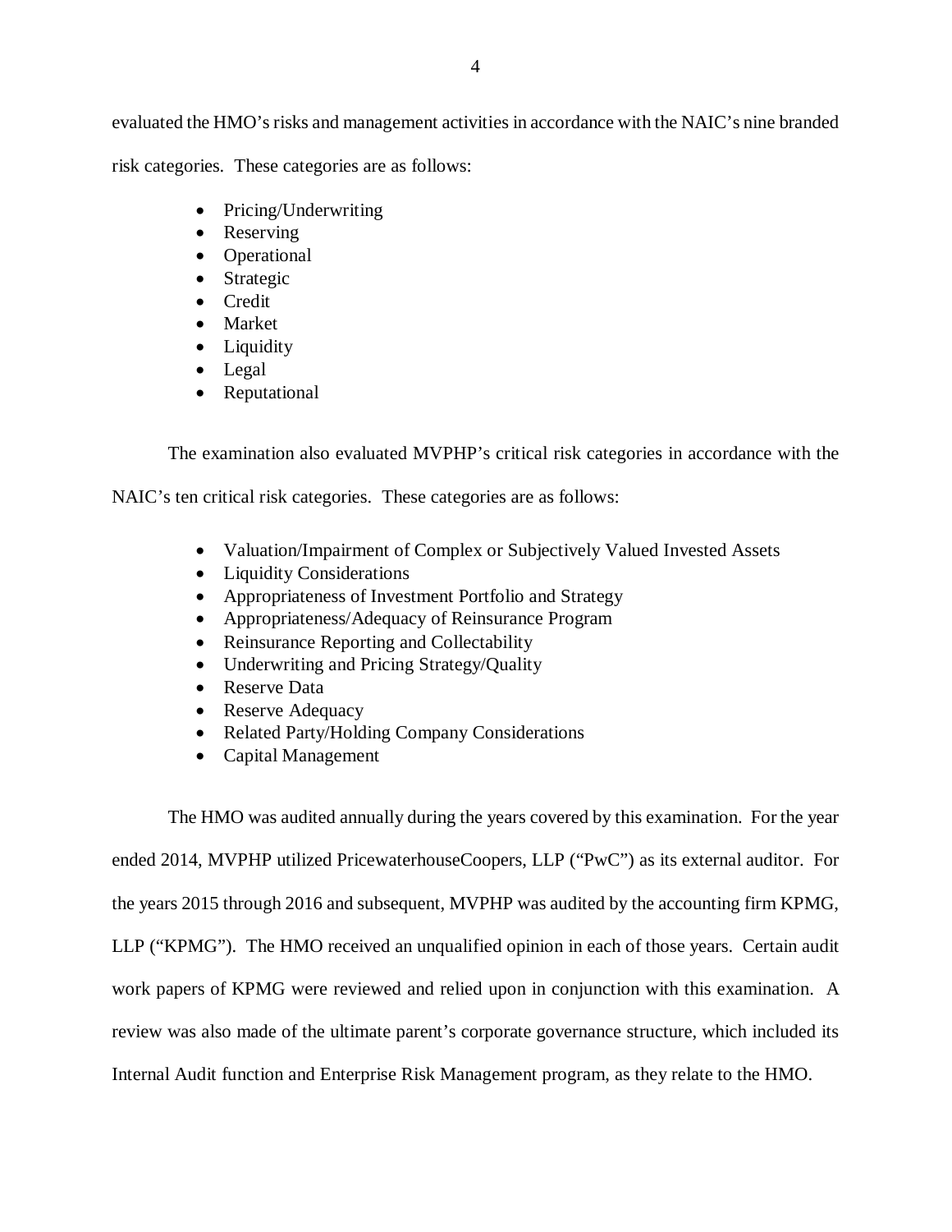evaluated the HMO's risks and management activities in accordance with the NAIC's nine branded risk categories. These categories are as follows:

- Pricing/Underwriting
- Reserving
- Operational
- Strategic
- Credit
- Market
- Liquidity
- Legal
- Reputational

The examination also evaluated MVPHP's critical risk categories in accordance with the NAIC's ten critical risk categories. These categories are as follows:

- Valuation/Impairment of Complex or Subjectively Valued Invested Assets
- Liquidity Considerations
- Appropriateness of Investment Portfolio and Strategy
- Appropriateness/Adequacy of Reinsurance Program
- Reinsurance Reporting and Collectability
- Underwriting and Pricing Strategy/Quality
- Reserve Data
- Reserve Adequacy
- Related Party/Holding Company Considerations
- Capital Management

The HMO was audited annually during the years covered by this examination. For the year ended 2014, MVPHP utilized PricewaterhouseCoopers, LLP ("PwC") as its external auditor. For the years 2015 through 2016 and subsequent, MVPHP was audited by the accounting firm KPMG, LLP ("KPMG"). The HMO received an unqualified opinion in each of those years. Certain audit work papers of KPMG were reviewed and relied upon in conjunction with this examination. A review was also made of the ultimate parent's corporate governance structure, which included its Internal Audit function and Enterprise Risk Management program, as they relate to the HMO.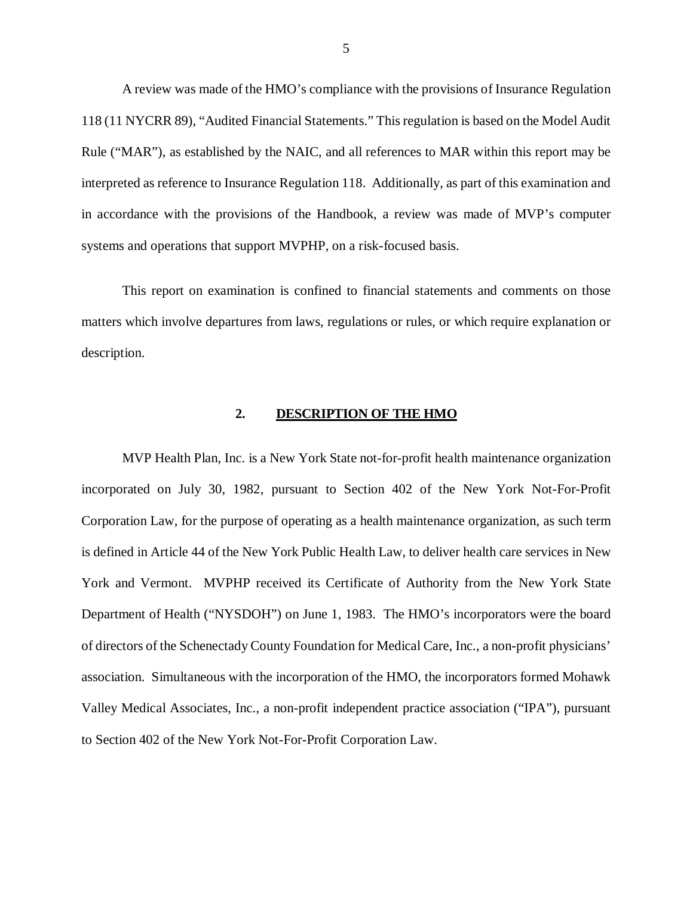A review was made of the HMO's compliance with the provisions of Insurance Regulation 118 (11 NYCRR 89), "Audited Financial Statements." This regulation is based on the Model Audit Rule ("MAR"), as established by the NAIC, and all references to MAR within this report may be interpreted as reference to Insurance Regulation 118. Additionally, as part of this examination and in accordance with the provisions of the Handbook, a review was made of MVP's computer systems and operations that support MVPHP, on a risk-focused basis.

This report on examination is confined to financial statements and comments on those matters which involve departures from laws, regulations or rules, or which require explanation or description.

## 2. DESCRIPTION OF THE HMO

MVP Health Plan, Inc. is a New York State not-for-profit health maintenance organization incorporated on July 30, 1982, pursuant to Section 402 of the New York Not-For-Profit Corporation Law, for the purpose of operating as a health maintenance organization, as such term is defined in Article 44 of the New York Public Health Law, to deliver health care services in New York and Vermont. MVPHP received its Certificate of Authority from the New York State Department of Health ("NYSDOH") on June 1, 1983. The HMO's incorporators were the board of directors of the Schenectady County Foundation for Medical Care, Inc., a non-profit physicians' association. Simultaneous with the incorporation of the HMO, the incorporators formed Mohawk Valley Medical Associates, Inc., a non-profit independent practice association ("IPA"), pursuant to Section 402 of the New York Not-For-Profit Corporation Law.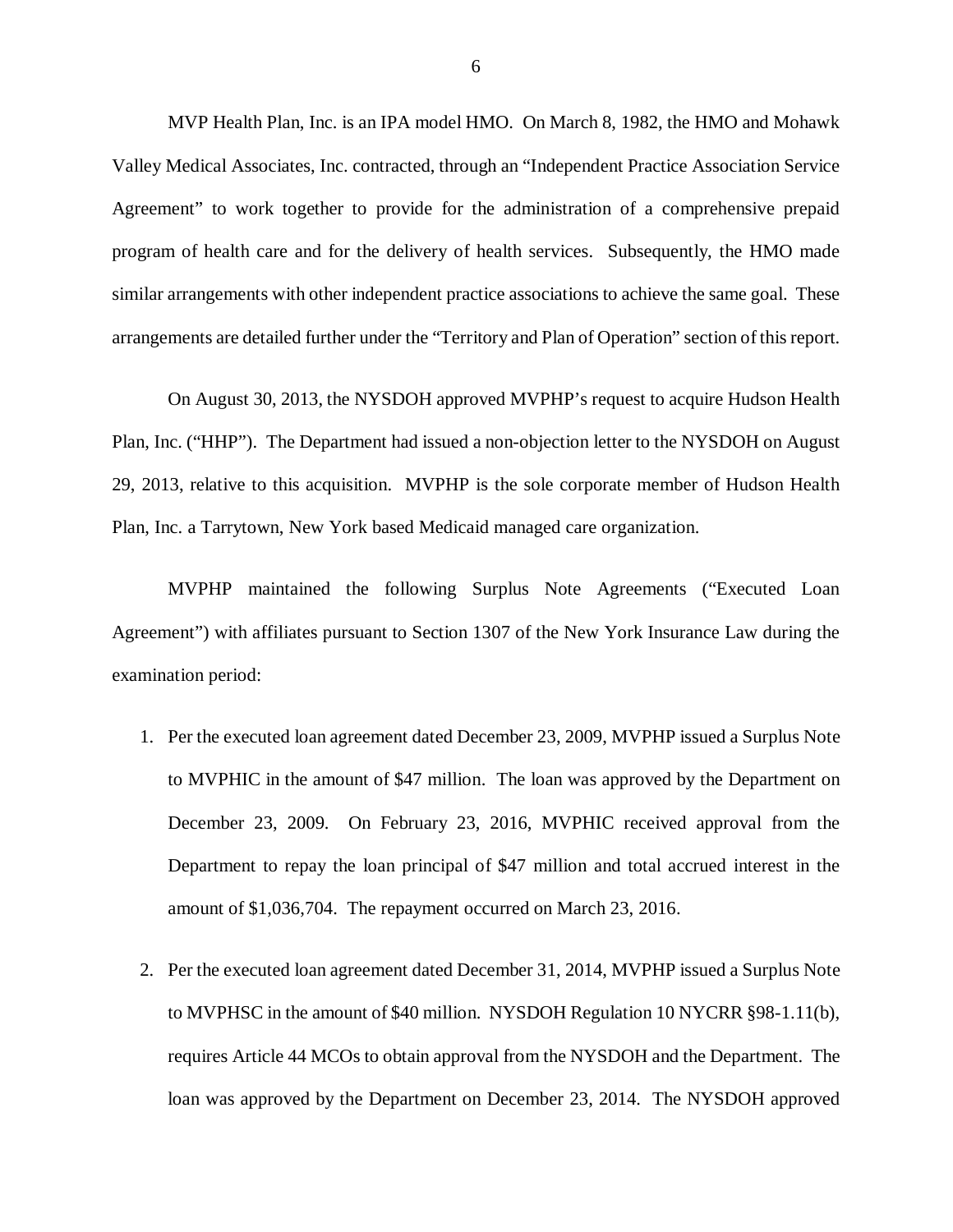MVP Health Plan, Inc. is an IPA model HMO. On March 8, 1982, the HMO and Mohawk Valley Medical Associates, Inc. contracted, through an "Independent Practice Association Service Agreement" to work together to provide for the administration of a comprehensive prepaid program of health care and for the delivery of health services. Subsequently, the HMO made similar arrangements with other independent practice associations to achieve the same goal. These arrangements are detailed further under the "Territory and Plan of Operation" section of this report.

On August 30, 2013, the NYSDOH approved MVPHP's request to acquire Hudson Health Plan, Inc. ("HHP"). The Department had issued a non-objection letter to the NYSDOH on August 29, 2013, relative to this acquisition. MVPHP is the sole corporate member of Hudson Health Plan, Inc. a Tarrytown, New York based Medicaid managed care organization.

MVPHP maintained the following Surplus Note Agreements ("Executed Loan Agreement") with affiliates pursuant to Section 1307 of the New York Insurance Law during the examination period:

1. Per the executed loan agreement dated December 23, 2009, MVPHP issued a Surplus Note to MVPHIC in the amount of $47 million. The loan was approved by the Department on December 23, 2009. On February 23, 2016, MVPHIC received approval from the Department to repay the loan principal of $47 million and total accrued interest in the amount of $1,036,704. The repayment occurred on March 23, 2016.

2. Per the executed loan agreement dated December 31, 2014, MVPHP issued a Surplus Note to MVPHSC in the amount of $40 million. NYSDOH Regulation 10 NYCRR §98-1.11(b), requires Article 44 MCOs to obtain approval from the NYSDOH and the Department. The loan was approved by the Department on December 23, 2014. The NYSDOH approved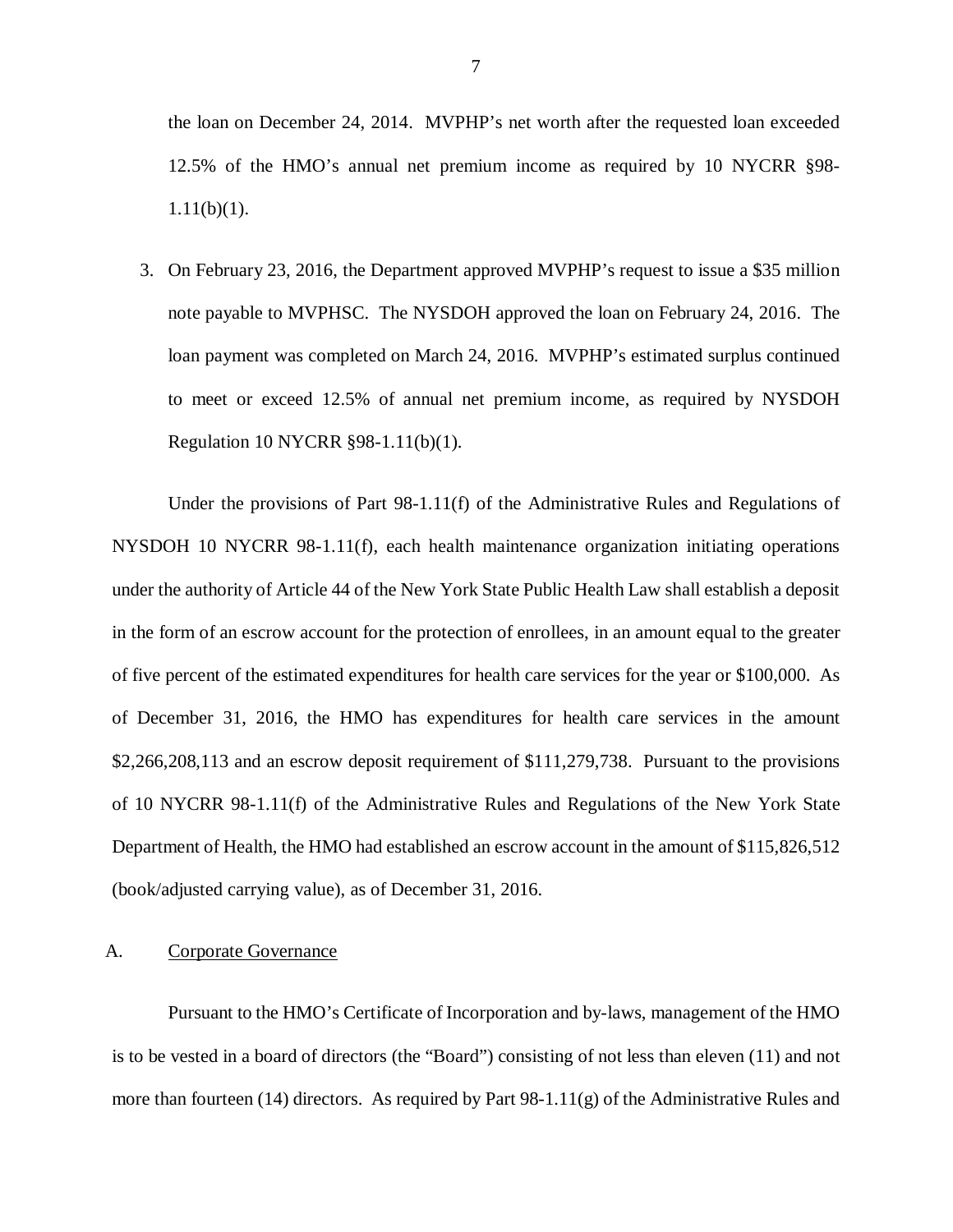the loan on December 24, 2014. MVPHP's net worth after the requested loan exceeded 12.5% of the HMO's annual net premium income as required by 10 NYCRR §98-1.11(b)(1).

3. On February 23, 2016, the Department approved MVPHP's request to issue a $35 million note payable to MVPHSC. The NYSDOH approved the loan on February 24, 2016. The loan payment was completed on March 24, 2016. MVPHP's estimated surplus continued to meet or exceed 12.5% of annual net premium income, as required by NYSDOH Regulation 10 NYCRR §98-1.11(b)(1).

Under the provisions of Part 98-1.11(f) of the Administrative Rules and Regulations of NYSDOH 10 NYCRR 98-1.11(f), each health maintenance organization initiating operations under the authority of Article 44 of the New York State Public Health Law shall establish a deposit in the form of an escrow account for the protection of enrollees, in an amount equal to the greater of five percent of the estimated expenditures for health care services for the year or $100,000. As of December 31, 2016, the HMO has expenditures for health care services in the amount $2,266,208,113 and an escrow deposit requirement of $111,279,738. Pursuant to the provisions of 10 NYCRR 98-1.11(f) of the Administrative Rules and Regulations of the New York State Department of Health, the HMO had established an escrow account in the amount of $115,826,512 (book/adjusted carrying value), as of December 31, 2016.

## A. Corporate Governance

Pursuant to the HMO's Certificate of Incorporation and by-laws, management of the HMO is to be vested in a board of directors (the "Board") consisting of not less than eleven (11) and not more than fourteen (14) directors. As required by Part 98-1.11(g) of the Administrative Rules and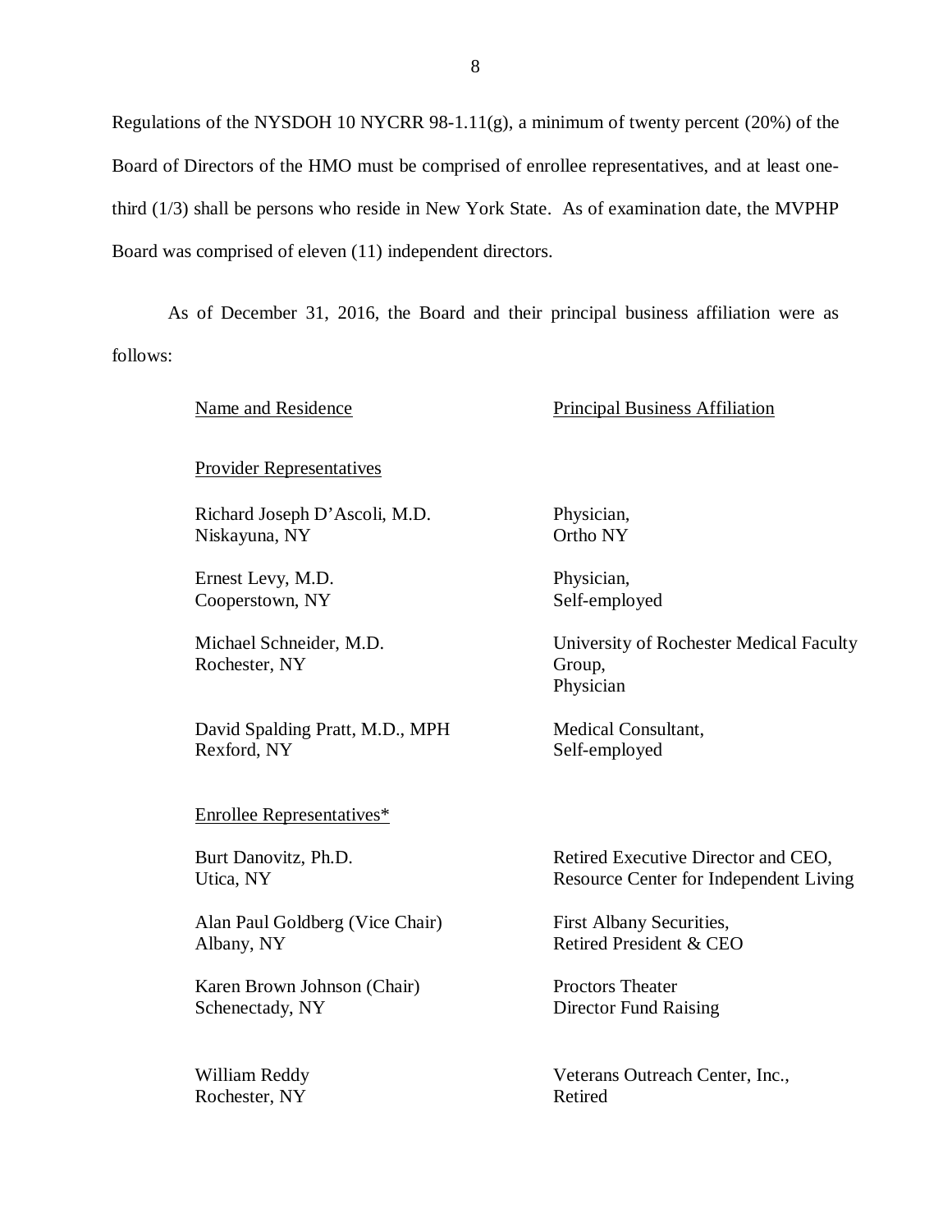Regulations of the NYSDOH 10 NYCRR 98-1.11(g), a minimum of twenty percent (20%) of the Board of Directors of the HMO must be comprised of enrollee representatives, and at least one-third (1/3) shall be persons who reside in New York State. As of examination date, the MVPHP Board was comprised of eleven (11) independent directors.

As of December 31, 2016, the Board and their principal business affiliation were as follows:

| Name and Residence | Principal Business Affiliation |
|---|---|
| Provider Representatives | |
| Richard Joseph D'Ascoli, M.D.<br>Niskayuna, NY | Physician,<br>Ortho NY |
| Ernest Levy, M.D.<br>Cooperstown, NY | Physician,<br>Self-employed |
| Michael Schneider, M.D.<br>Rochester, NY | University of Rochester Medical Faculty Group,<br>Physician |
| David Spalding Pratt, M.D., MPH<br>Rexford, NY | Medical Consultant,<br>Self-employed |
| Enrollee Representatives* | |
| Burt Danovitz, Ph.D.<br>Utica, NY | Retired Executive Director and CEO,<br>Resource Center for Independent Living |
| Alan Paul Goldberg (Vice Chair)<br>Albany, NY | First Albany Securities,<br>Retired President & CEO |
| Karen Brown Johnson (Chair)<br>Schenectady, NY | Proctors Theater<br>Director Fund Raising |
| William Reddy<br>Rochester, NY | Veterans Outreach Center, Inc.,<br>Retired |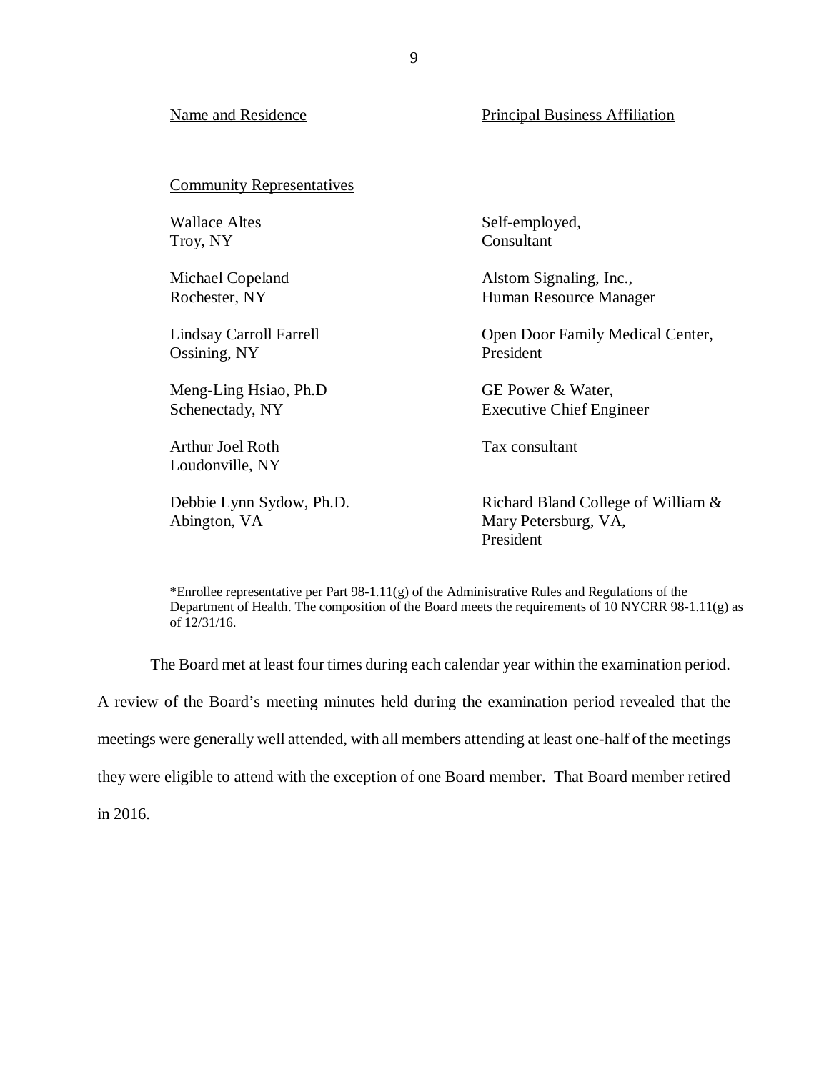| Name and Residence | Principal Business Affiliation |
|---|---|
| **Community Representatives** | |
| Wallace Altes<br>Troy, NY | Self-employed,<br>Consultant |
| Michael Copeland<br>Rochester, NY | Alstom Signaling, Inc.,<br>Human Resource Manager |
| Lindsay Carroll Farrell<br>Ossining, NY | Open Door Family Medical Center,<br>President |
| Meng-Ling Hsiao, Ph.D<br>Schenectady, NY | GE Power & Water,<br>Executive Chief Engineer |
| Arthur Joel Roth<br>Loudonville, NY | Tax consultant |
| Debbie Lynn Sydow, Ph.D.<br>Abington, VA | Richard Bland College of William & Mary Petersburg, VA,<br>President |

*Enrollee representative per Part 98-1.11(g) of the Administrative Rules and Regulations of the Department of Health. The composition of the Board meets the requirements of 10 NYCRR 98-1.11(g) as of 12/31/16.

The Board met at least four times during each calendar year within the examination period. A review of the Board's meeting minutes held during the examination period revealed that the meetings were generally well attended, with all members attending at least one-half of the meetings they were eligible to attend with the exception of one Board member. That Board member retired in 2016.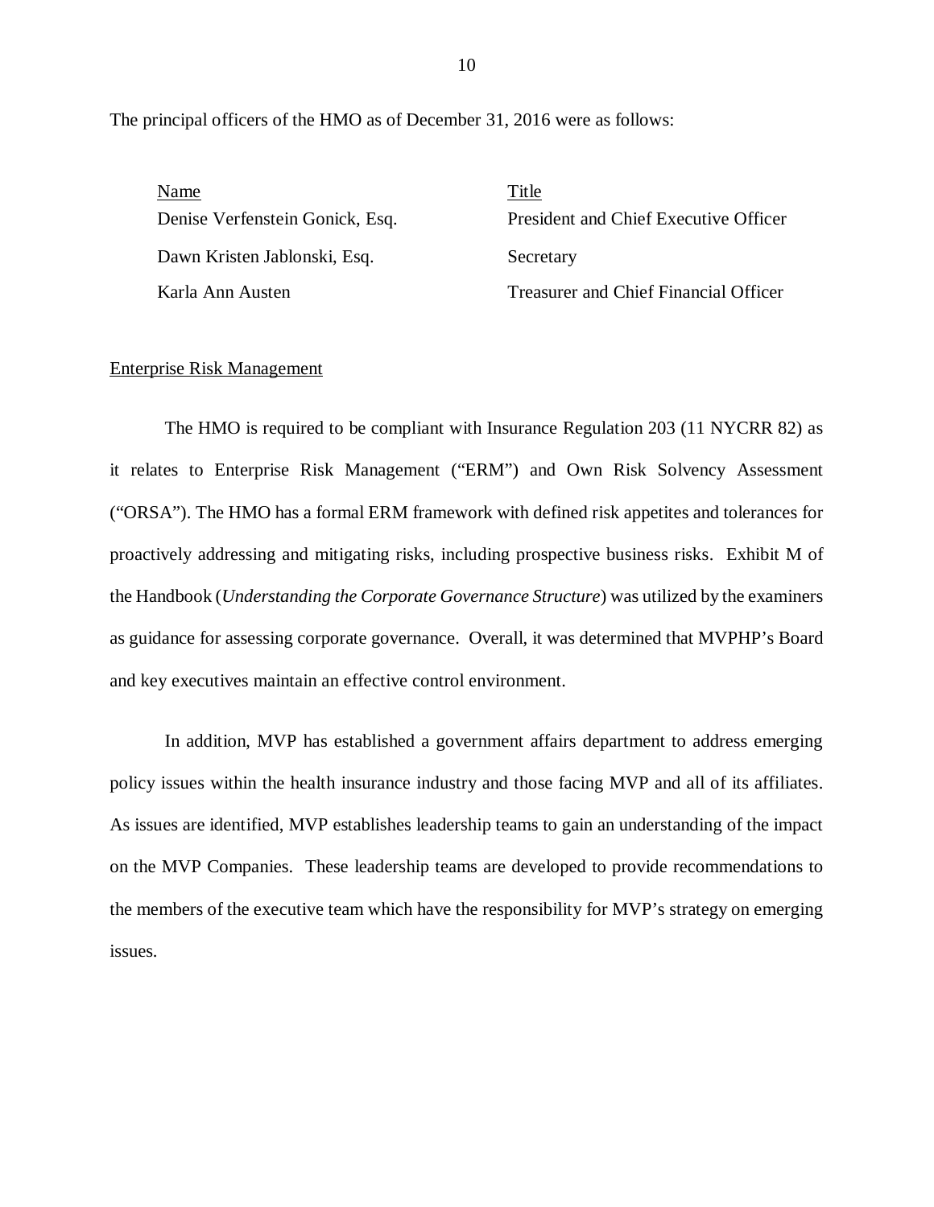The principal officers of the HMO as of December 31, 2016 were as follows:

| Name | Title |
|---|---|
| Denise Verfenstein Gonick, Esq. | President and Chief Executive Officer |
| Dawn Kristen Jablonski, Esq. | Secretary |
| Karla Ann Austen | Treasurer and Chief Financial Officer |

## Enterprise Risk Management

The HMO is required to be compliant with Insurance Regulation 203 (11 NYCRR 82) as it relates to Enterprise Risk Management ("ERM") and Own Risk Solvency Assessment ("ORSA"). The HMO has a formal ERM framework with defined risk appetites and tolerances for proactively addressing and mitigating risks, including prospective business risks. Exhibit M of the Handbook (*Understanding the Corporate Governance Structure*) was utilized by the examiners as guidance for assessing corporate governance. Overall, it was determined that MVPHP's Board and key executives maintain an effective control environment.

In addition, MVP has established a government affairs department to address emerging policy issues within the health insurance industry and those facing MVP and all of its affiliates. As issues are identified, MVP establishes leadership teams to gain an understanding of the impact on the MVP Companies. These leadership teams are developed to provide recommendations to the members of the executive team which have the responsibility for MVP's strategy on emerging issues.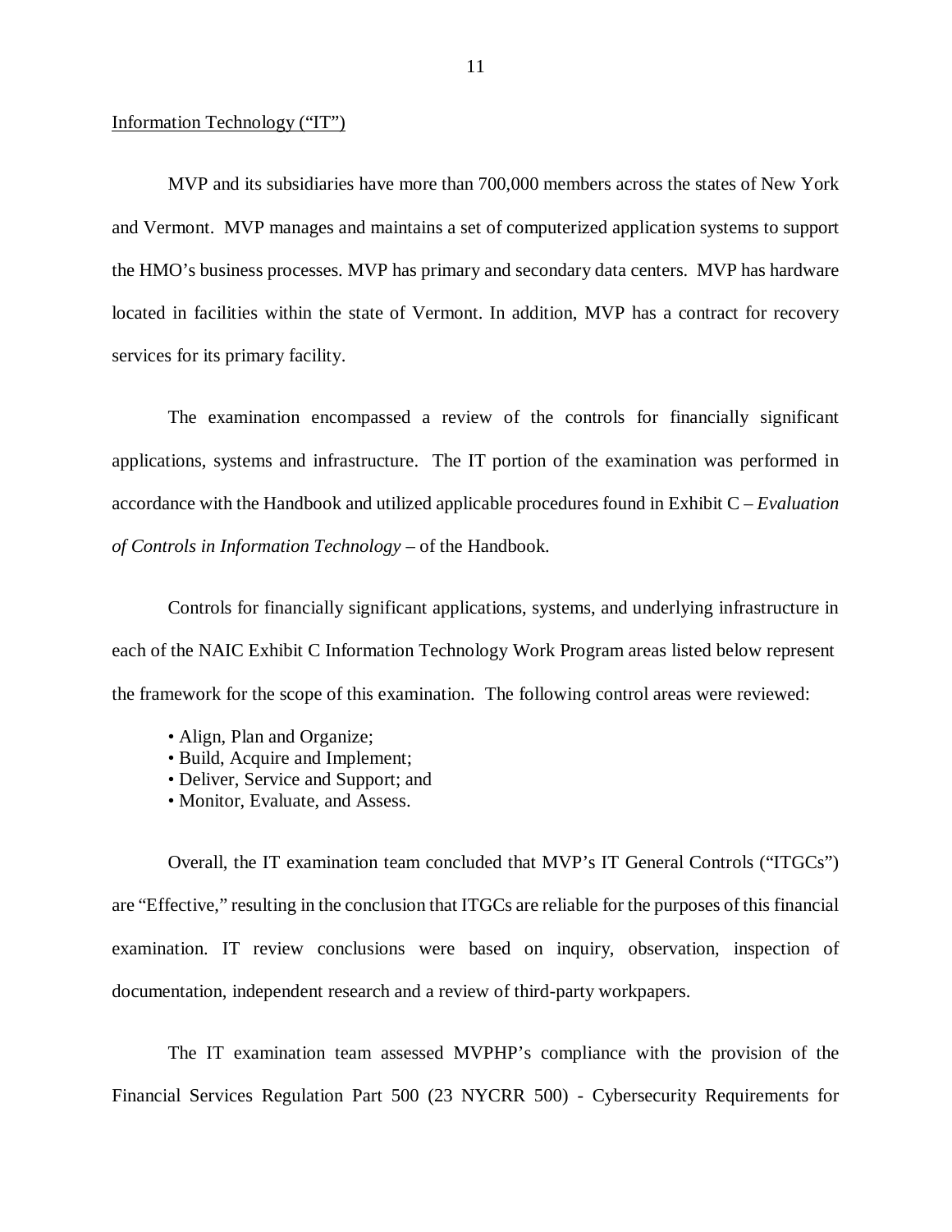Information Technology ("IT")

MVP and its subsidiaries have more than 700,000 members across the states of New York and Vermont. MVP manages and maintains a set of computerized application systems to support the HMO's business processes. MVP has primary and secondary data centers. MVP has hardware located in facilities within the state of Vermont. In addition, MVP has a contract for recovery services for its primary facility.

The examination encompassed a review of the controls for financially significant applications, systems and infrastructure. The IT portion of the examination was performed in accordance with the Handbook and utilized applicable procedures found in Exhibit C – *Evaluation of Controls in Information Technology* – of the Handbook.

Controls for financially significant applications, systems, and underlying infrastructure in each of the NAIC Exhibit C Information Technology Work Program areas listed below represent the framework for the scope of this examination. The following control areas were reviewed:

- Align, Plan and Organize;
- Build, Acquire and Implement;
- Deliver, Service and Support; and
- Monitor, Evaluate, and Assess.

Overall, the IT examination team concluded that MVP's IT General Controls ("ITGCs") are "Effective," resulting in the conclusion that ITGCs are reliable for the purposes of this financial examination. IT review conclusions were based on inquiry, observation, inspection of documentation, independent research and a review of third-party workpapers.

The IT examination team assessed MVPHP's compliance with the provision of the Financial Services Regulation Part 500 (23 NYCRR 500) - Cybersecurity Requirements for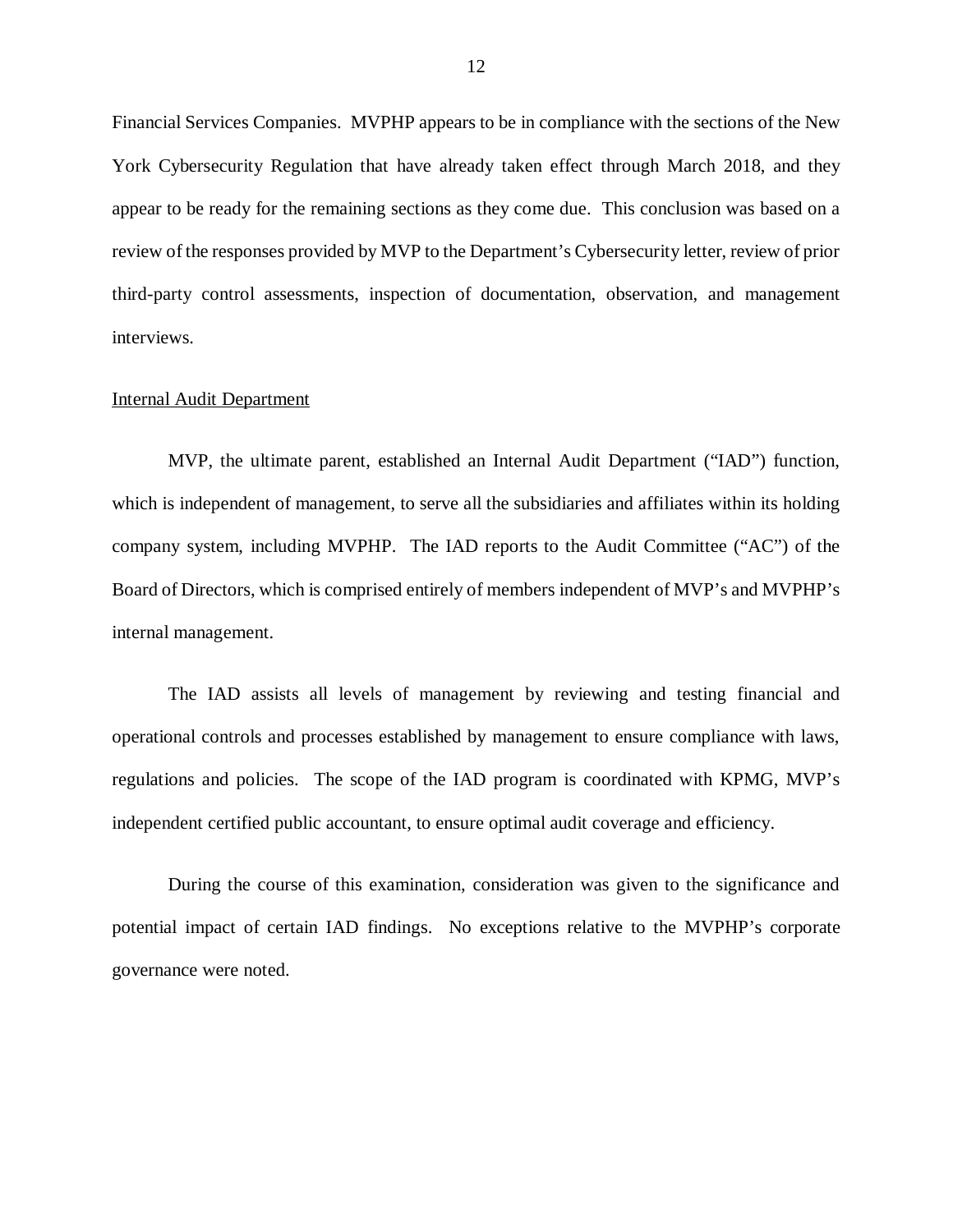Financial Services Companies. MVPHP appears to be in compliance with the sections of the New York Cybersecurity Regulation that have already taken effect through March 2018, and they appear to be ready for the remaining sections as they come due. This conclusion was based on a review of the responses provided by MVP to the Department's Cybersecurity letter, review of prior third-party control assessments, inspection of documentation, observation, and management interviews.

Internal Audit Department

MVP, the ultimate parent, established an Internal Audit Department ("IAD") function, which is independent of management, to serve all the subsidiaries and affiliates within its holding company system, including MVPHP. The IAD reports to the Audit Committee ("AC") of the Board of Directors, which is comprised entirely of members independent of MVP's and MVPHP's internal management.

The IAD assists all levels of management by reviewing and testing financial and operational controls and processes established by management to ensure compliance with laws, regulations and policies. The scope of the IAD program is coordinated with KPMG, MVP's independent certified public accountant, to ensure optimal audit coverage and efficiency.

During the course of this examination, consideration was given to the significance and potential impact of certain IAD findings. No exceptions relative to the MVPHP's corporate governance were noted.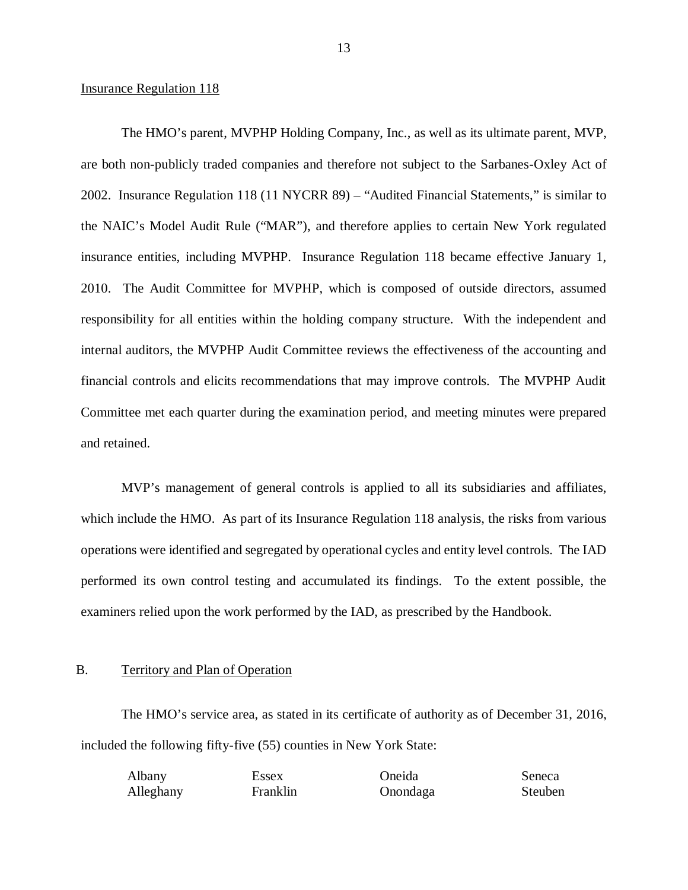Insurance Regulation 118

The HMO's parent, MVPHP Holding Company, Inc., as well as its ultimate parent, MVP, are both non-publicly traded companies and therefore not subject to the Sarbanes-Oxley Act of 2002. Insurance Regulation 118 (11 NYCRR 89) – "Audited Financial Statements," is similar to the NAIC's Model Audit Rule ("MAR"), and therefore applies to certain New York regulated insurance entities, including MVPHP. Insurance Regulation 118 became effective January 1, 2010. The Audit Committee for MVPHP, which is composed of outside directors, assumed responsibility for all entities within the holding company structure. With the independent and internal auditors, the MVPHP Audit Committee reviews the effectiveness of the accounting and financial controls and elicits recommendations that may improve controls. The MVPHP Audit Committee met each quarter during the examination period, and meeting minutes were prepared and retained.

MVP's management of general controls is applied to all its subsidiaries and affiliates, which include the HMO. As part of its Insurance Regulation 118 analysis, the risks from various operations were identified and segregated by operational cycles and entity level controls. The IAD performed its own control testing and accumulated its findings. To the extent possible, the examiners relied upon the work performed by the IAD, as prescribed by the Handbook.

## B. Territory and Plan of Operation

The HMO's service area, as stated in its certificate of authority as of December 31, 2016, included the following fifty-five (55) counties in New York State:

| | | | |
|---|---|---|---|
| Albany | Essex | Oneida | Seneca |
| Alleghany | Franklin | Onondaga | Steuben |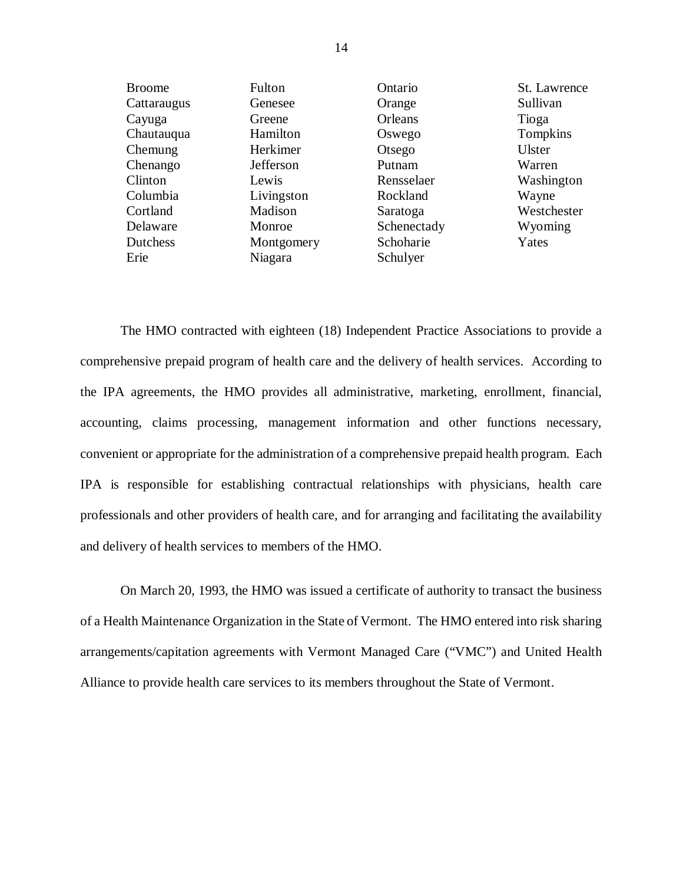| | | | |
|---|---|---|---|
| Broome | Fulton | Ontario | St. Lawrence |
| Cattaraugus | Genesee | Orange | Sullivan |
| Cayuga | Greene | Orleans | Tioga |
| Chautauqua | Hamilton | Oswego | Tompkins |
| Chemung | Herkimer | Otsego | Ulster |
| Chenango | Jefferson | Putnam | Warren |
| Clinton | Lewis | Rensselaer | Washington |
| Columbia | Livingston | Rockland | Wayne |
| Cortland | Madison | Saratoga | Westchester |
| Delaware | Monroe | Schenectady | Wyoming |
| Dutchess | Montgomery | Schoharie | Yates |
| Erie | Niagara | Schulyer | |

The HMO contracted with eighteen (18) Independent Practice Associations to provide a comprehensive prepaid program of health care and the delivery of health services. According to the IPA agreements, the HMO provides all administrative, marketing, enrollment, financial, accounting, claims processing, management information and other functions necessary, convenient or appropriate for the administration of a comprehensive prepaid health program. Each IPA is responsible for establishing contractual relationships with physicians, health care professionals and other providers of health care, and for arranging and facilitating the availability and delivery of health services to members of the HMO.

On March 20, 1993, the HMO was issued a certificate of authority to transact the business of a Health Maintenance Organization in the State of Vermont. The HMO entered into risk sharing arrangements/capitation agreements with Vermont Managed Care ("VMC") and United Health Alliance to provide health care services to its members throughout the State of Vermont.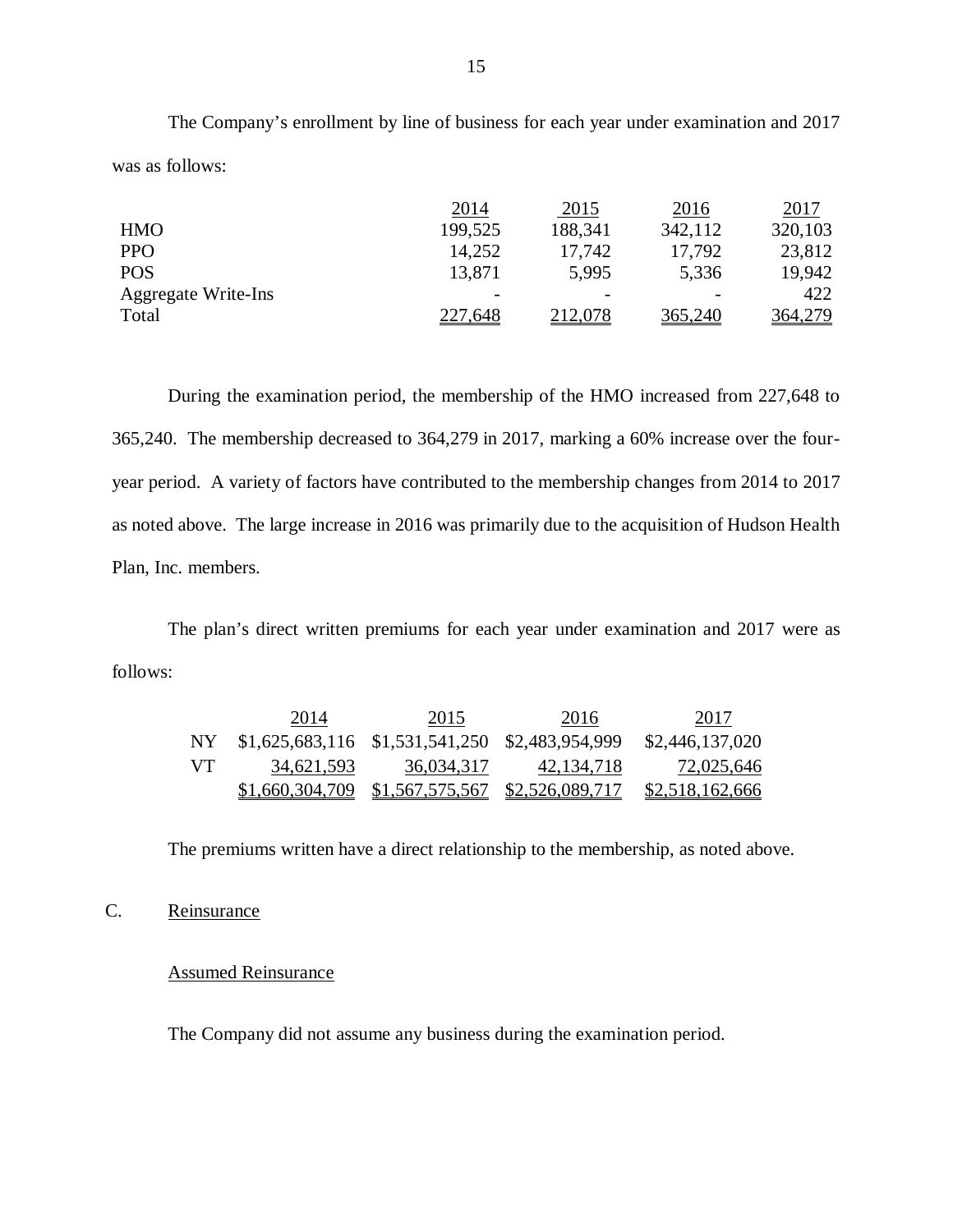The Company's enrollment by line of business for each year under examination and 2017 was as follows:

| | 2014 | 2015 | 2016 | 2017 |
|---|---|---|---|---|
| HMO | 199,525 | 188,341 | 342,112 | 320,103 |
| PPO | 14,252 | 17,742 | 17,792 | 23,812 |
| POS | 13,871 | 5,995 | 5,336 | 19,942 |
| Aggregate Write-Ins | - | - | - | 422 |
| Total | 227,648 | 212,078 | 365,240 | 364,279 |

During the examination period, the membership of the HMO increased from 227,648 to 365,240. The membership decreased to 364,279 in 2017, marking a 60% increase over the four-year period. A variety of factors have contributed to the membership changes from 2014 to 2017 as noted above. The large increase in 2016 was primarily due to the acquisition of Hudson Health Plan, Inc. members.

The plan's direct written premiums for each year under examination and 2017 were as follows:

| | 2014 | 2015 | 2016 | 2017 |
|---|---|---|---|---|
| NY | $1,625,683,116 | $1,531,541,250 | $2,483,954,999 | $2,446,137,020 |
| VT | 34,621,593 | 36,034,317 | 42,134,718 | 72,025,646 |
| | $1,660,304,709 | $1,567,575,567 | $2,526,089,717 | $2,518,162,666 |

The premiums written have a direct relationship to the membership, as noted above.

C. Reinsurance

Assumed Reinsurance

The Company did not assume any business during the examination period.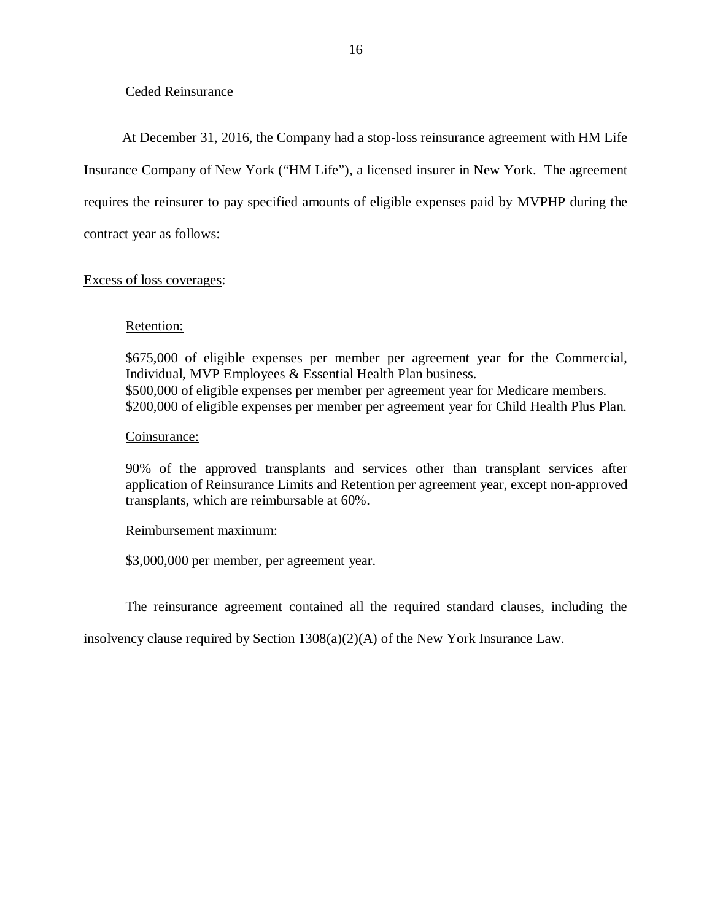Ceded Reinsurance

At December 31, 2016, the Company had a stop-loss reinsurance agreement with HM Life Insurance Company of New York ("HM Life"), a licensed insurer in New York. The agreement requires the reinsurer to pay specified amounts of eligible expenses paid by MVPHP during the contract year as follows:

Excess of loss coverages:

> Retention:
>
> \$675,000 of eligible expenses per member per agreement year for the Commercial, Individual, MVP Employees & Essential Health Plan business.
> \$500,000 of eligible expenses per member per agreement year for Medicare members.
> \$200,000 of eligible expenses per member per agreement year for Child Health Plus Plan.
>
> Coinsurance:
>
> 90% of the approved transplants and services other than transplant services after application of Reinsurance Limits and Retention per agreement year, except non-approved transplants, which are reimbursable at 60%.
>
> Reimbursement maximum:
>
> \$3,000,000 per member, per agreement year.

The reinsurance agreement contained all the required standard clauses, including the insolvency clause required by Section 1308(a)(2)(A) of the New York Insurance Law.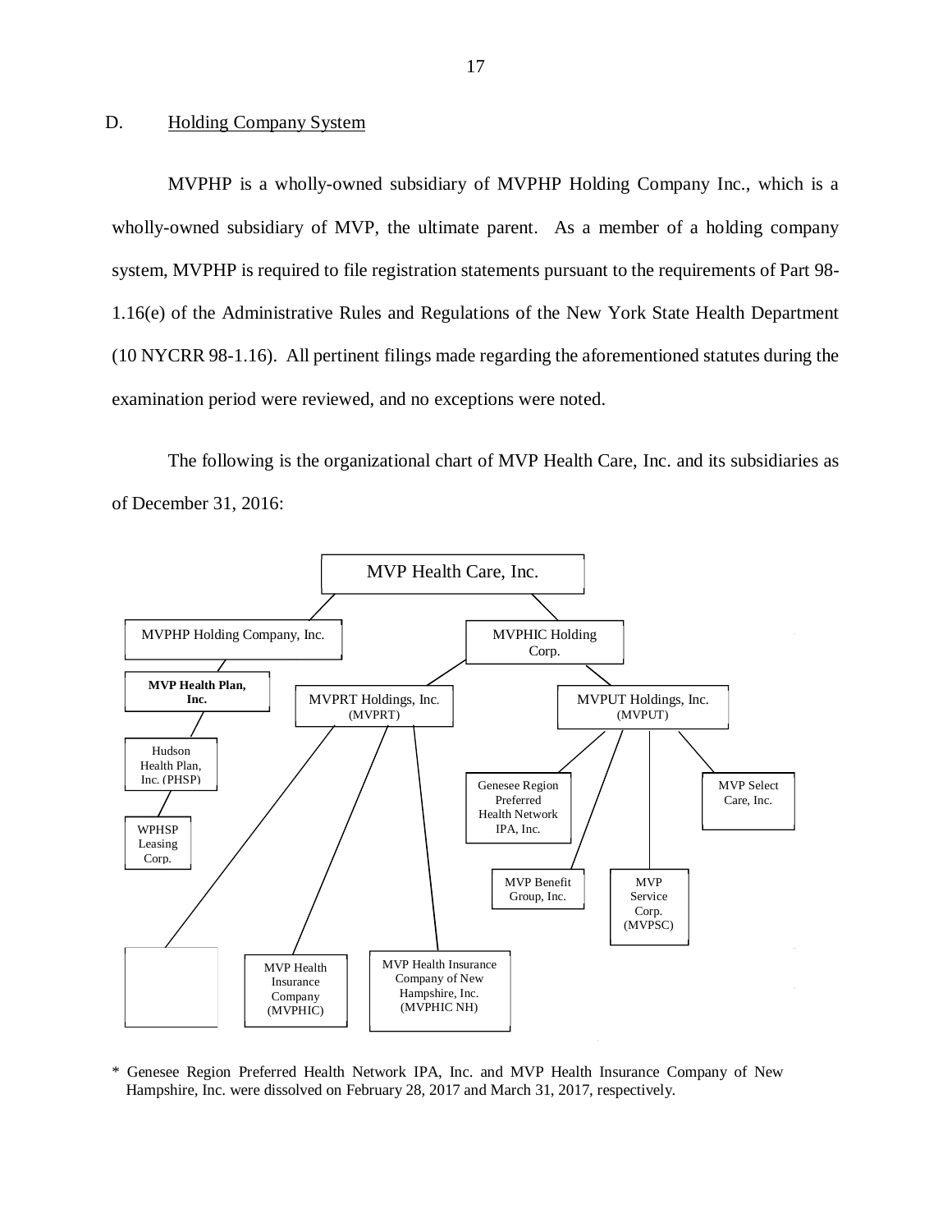## D. Holding Company System

MVPHP is a wholly-owned subsidiary of MVPHP Holding Company Inc., which is a wholly-owned subsidiary of MVP, the ultimate parent. As a member of a holding company system, MVPHP is required to file registration statements pursuant to the requirements of Part 98-1.16(e) of the Administrative Rules and Regulations of the New York State Health Department (10 NYCRR 98-1.16). All pertinent filings made regarding the aforementioned statutes during the examination period were reviewed, and no exceptions were noted.

The following is the organizational chart of MVP Health Care, Inc. and its subsidiaries as of December 31, 2016:

- MVP Health Care, Inc.
  - MVPHP Holding Company, Inc.
    - **MVP Health Plan, Inc.**
      - Hudson Health Plan, Inc. (PHSP)
        - WPHSP Leasing Corp.
  - MVPHIC Holding Corp.
    - MVPRT Holdings, Inc. (MVPRT)
      - [blank box]
      - MVP Health Insurance Company (MVPHIC)
      - MVP Health Insurance Company of New Hampshire, Inc. (MVPHIC NH)
    - MVPUT Holdings, Inc. (MVPUT)
      - Genesee Region Preferred Health Network IPA, Inc.
      - MVP Benefit Group, Inc.
      - MVP Service Corp. (MVPSC)
      - MVP Select Care, Inc.

\* Genesee Region Preferred Health Network IPA, Inc. and MVP Health Insurance Company of New Hampshire, Inc. were dissolved on February 28, 2017 and March 31, 2017, respectively.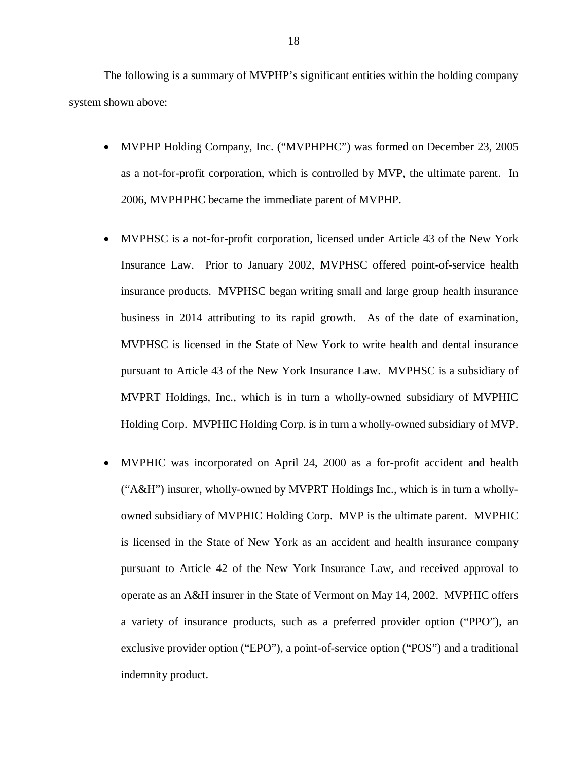The following is a summary of MVPHP's significant entities within the holding company system shown above:

- MVPHP Holding Company, Inc. ("MVPHPHC") was formed on December 23, 2005 as a not-for-profit corporation, which is controlled by MVP, the ultimate parent. In 2006, MVPHPHC became the immediate parent of MVPHP.

- MVPHSC is a not-for-profit corporation, licensed under Article 43 of the New York Insurance Law. Prior to January 2002, MVPHSC offered point-of-service health insurance products. MVPHSC began writing small and large group health insurance business in 2014 attributing to its rapid growth. As of the date of examination, MVPHSC is licensed in the State of New York to write health and dental insurance pursuant to Article 43 of the New York Insurance Law. MVPHSC is a subsidiary of MVPRT Holdings, Inc., which is in turn a wholly-owned subsidiary of MVPHIC Holding Corp. MVPHIC Holding Corp. is in turn a wholly-owned subsidiary of MVP.

- MVPHIC was incorporated on April 24, 2000 as a for-profit accident and health ("A&H") insurer, wholly-owned by MVPRT Holdings Inc., which is in turn a wholly-owned subsidiary of MVPHIC Holding Corp. MVP is the ultimate parent. MVPHIC is licensed in the State of New York as an accident and health insurance company pursuant to Article 42 of the New York Insurance Law, and received approval to operate as an A&H insurer in the State of Vermont on May 14, 2002. MVPHIC offers a variety of insurance products, such as a preferred provider option ("PPO"), an exclusive provider option ("EPO"), a point-of-service option ("POS") and a traditional indemnity product.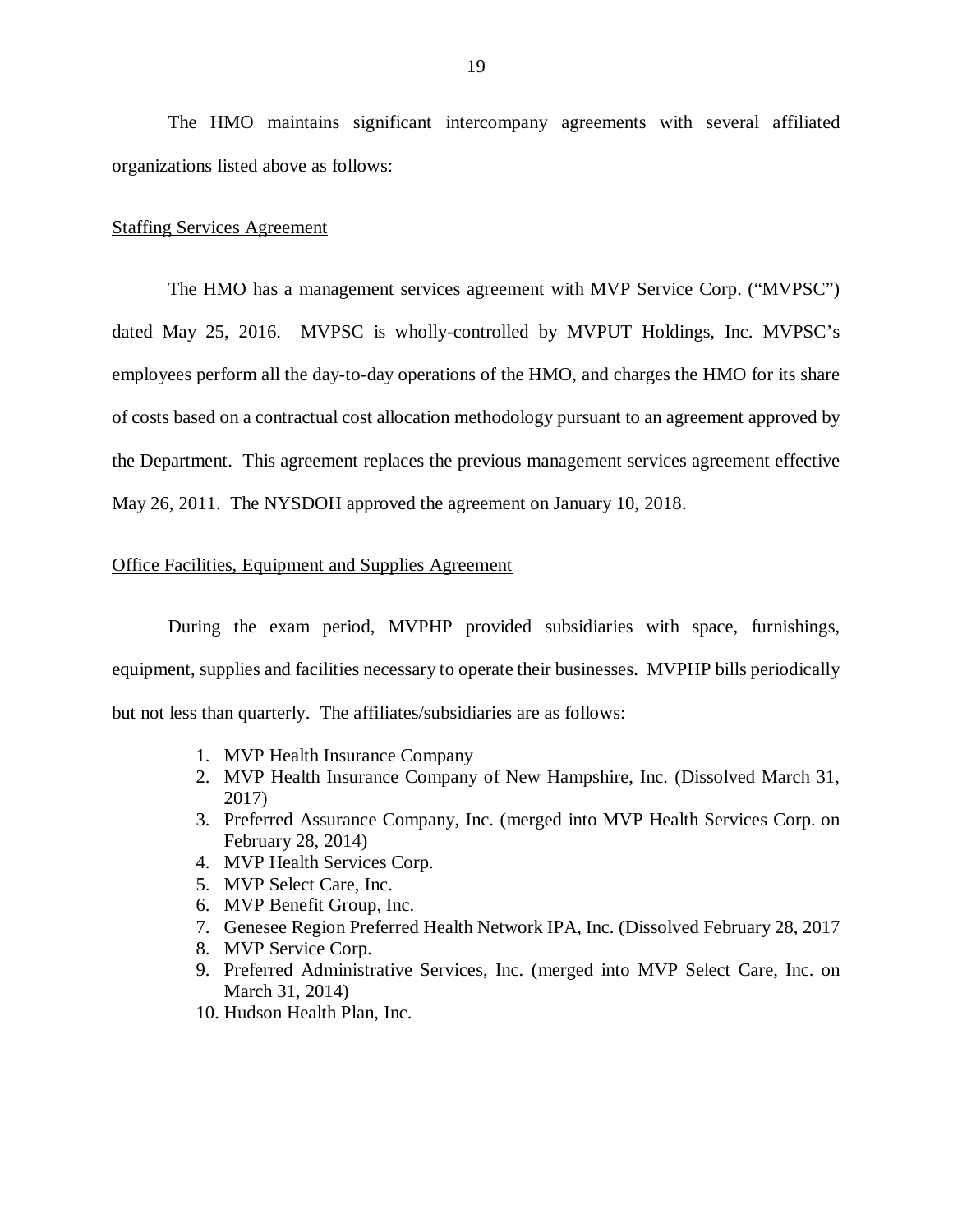The HMO maintains significant intercompany agreements with several affiliated organizations listed above as follows:

Staffing Services Agreement

The HMO has a management services agreement with MVP Service Corp. ("MVPSC") dated May 25, 2016. MVPSC is wholly-controlled by MVPUT Holdings, Inc. MVPSC's employees perform all the day-to-day operations of the HMO, and charges the HMO for its share of costs based on a contractual cost allocation methodology pursuant to an agreement approved by the Department. This agreement replaces the previous management services agreement effective May 26, 2011. The NYSDOH approved the agreement on January 10, 2018.

Office Facilities, Equipment and Supplies Agreement

During the exam period, MVPHP provided subsidiaries with space, furnishings, equipment, supplies and facilities necessary to operate their businesses. MVPHP bills periodically but not less than quarterly. The affiliates/subsidiaries are as follows:

1. MVP Health Insurance Company
2. MVP Health Insurance Company of New Hampshire, Inc. (Dissolved March 31, 2017)
3. Preferred Assurance Company, Inc. (merged into MVP Health Services Corp. on February 28, 2014)
4. MVP Health Services Corp.
5. MVP Select Care, Inc.
6. MVP Benefit Group, Inc.
7. Genesee Region Preferred Health Network IPA, Inc. (Dissolved February 28, 2017
8. MVP Service Corp.
9. Preferred Administrative Services, Inc. (merged into MVP Select Care, Inc. on March 31, 2014)
10. Hudson Health Plan, Inc.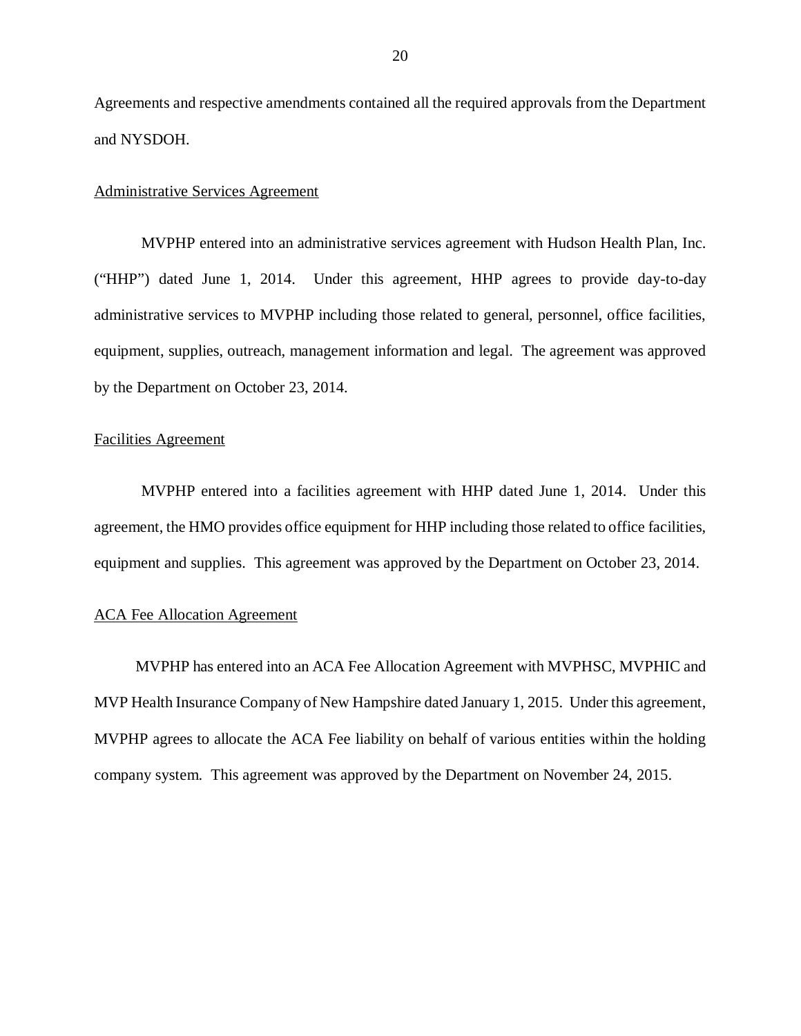Agreements and respective amendments contained all the required approvals from the Department and NYSDOH.

Administrative Services Agreement

MVPHP entered into an administrative services agreement with Hudson Health Plan, Inc. ("HHP") dated June 1, 2014. Under this agreement, HHP agrees to provide day-to-day administrative services to MVPHP including those related to general, personnel, office facilities, equipment, supplies, outreach, management information and legal. The agreement was approved by the Department on October 23, 2014.

Facilities Agreement

MVPHP entered into a facilities agreement with HHP dated June 1, 2014. Under this agreement, the HMO provides office equipment for HHP including those related to office facilities, equipment and supplies. This agreement was approved by the Department on October 23, 2014.

ACA Fee Allocation Agreement

MVPHP has entered into an ACA Fee Allocation Agreement with MVPHSC, MVPHIC and MVP Health Insurance Company of New Hampshire dated January 1, 2015. Under this agreement, MVPHP agrees to allocate the ACA Fee liability on behalf of various entities within the holding company system. This agreement was approved by the Department on November 24, 2015.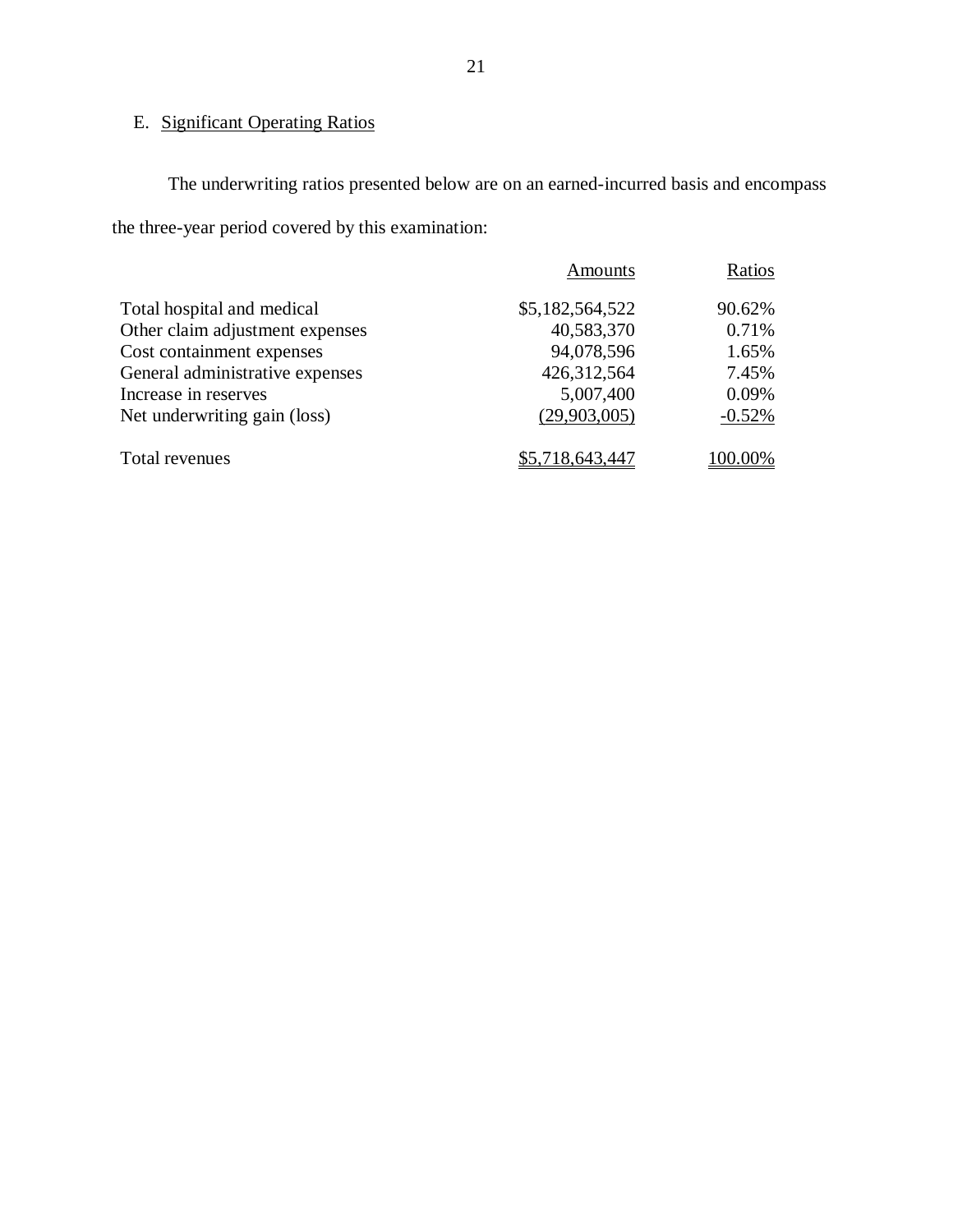E. Significant Operating Ratios

The underwriting ratios presented below are on an earned-incurred basis and encompass the three-year period covered by this examination:

| | Amounts | Ratios |
|---|---|---|
| Total hospital and medical | $5,182,564,522 | 90.62% |
| Other claim adjustment expenses | 40,583,370 | 0.71% |
| Cost containment expenses | 94,078,596 | 1.65% |
| General administrative expenses | 426,312,564 | 7.45% |
| Increase in reserves | 5,007,400 | 0.09% |
| Net underwriting gain (loss) | (29,903,005) | -0.52% |
| Total revenues | $5,718,643,447 | 100.00% |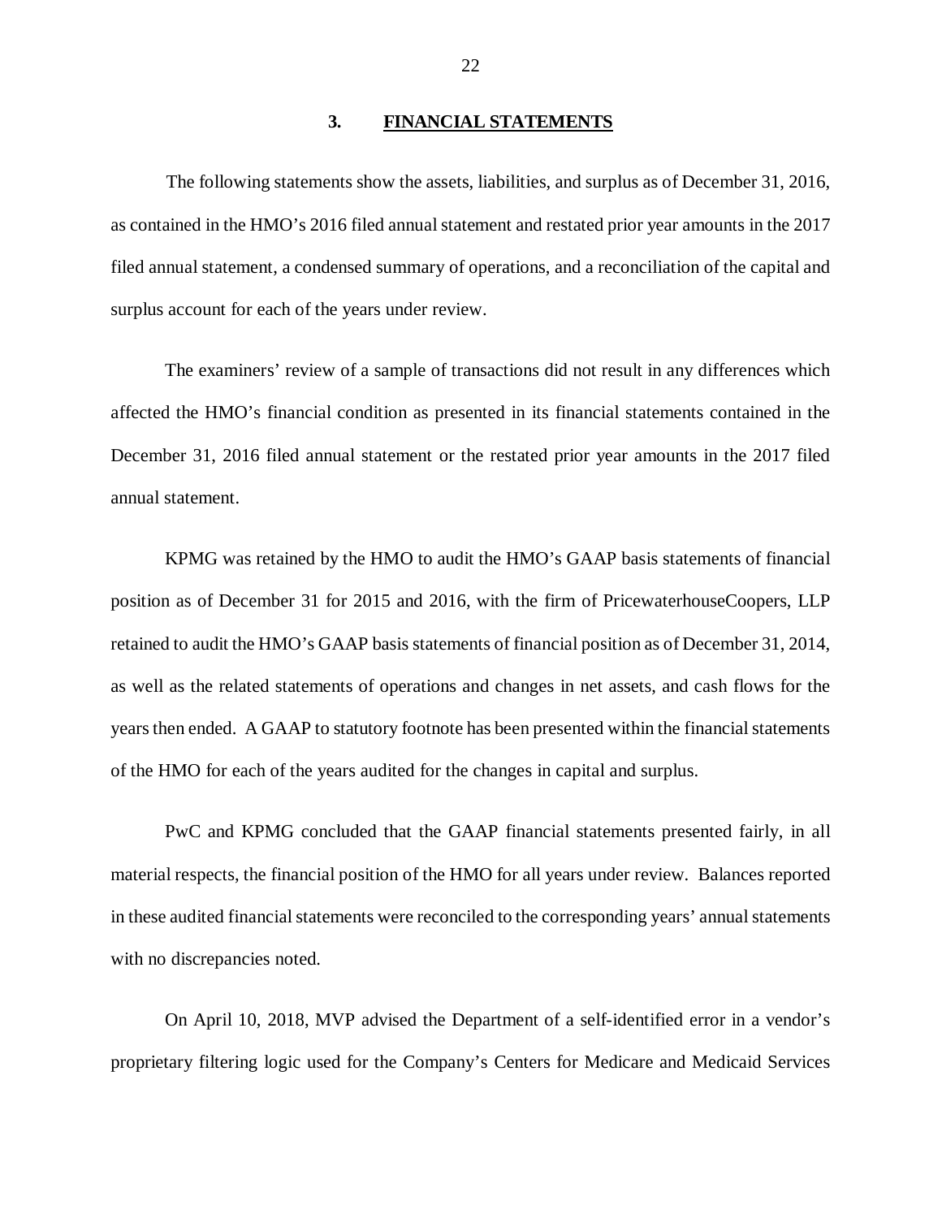## 3. FINANCIAL STATEMENTS

The following statements show the assets, liabilities, and surplus as of December 31, 2016, as contained in the HMO's 2016 filed annual statement and restated prior year amounts in the 2017 filed annual statement, a condensed summary of operations, and a reconciliation of the capital and surplus account for each of the years under review.

The examiners' review of a sample of transactions did not result in any differences which affected the HMO's financial condition as presented in its financial statements contained in the December 31, 2016 filed annual statement or the restated prior year amounts in the 2017 filed annual statement.

KPMG was retained by the HMO to audit the HMO's GAAP basis statements of financial position as of December 31 for 2015 and 2016, with the firm of PricewaterhouseCoopers, LLP retained to audit the HMO's GAAP basis statements of financial position as of December 31, 2014, as well as the related statements of operations and changes in net assets, and cash flows for the years then ended. A GAAP to statutory footnote has been presented within the financial statements of the HMO for each of the years audited for the changes in capital and surplus.

PwC and KPMG concluded that the GAAP financial statements presented fairly, in all material respects, the financial position of the HMO for all years under review. Balances reported in these audited financial statements were reconciled to the corresponding years' annual statements with no discrepancies noted.

On April 10, 2018, MVP advised the Department of a self-identified error in a vendor's proprietary filtering logic used for the Company's Centers for Medicare and Medicaid Services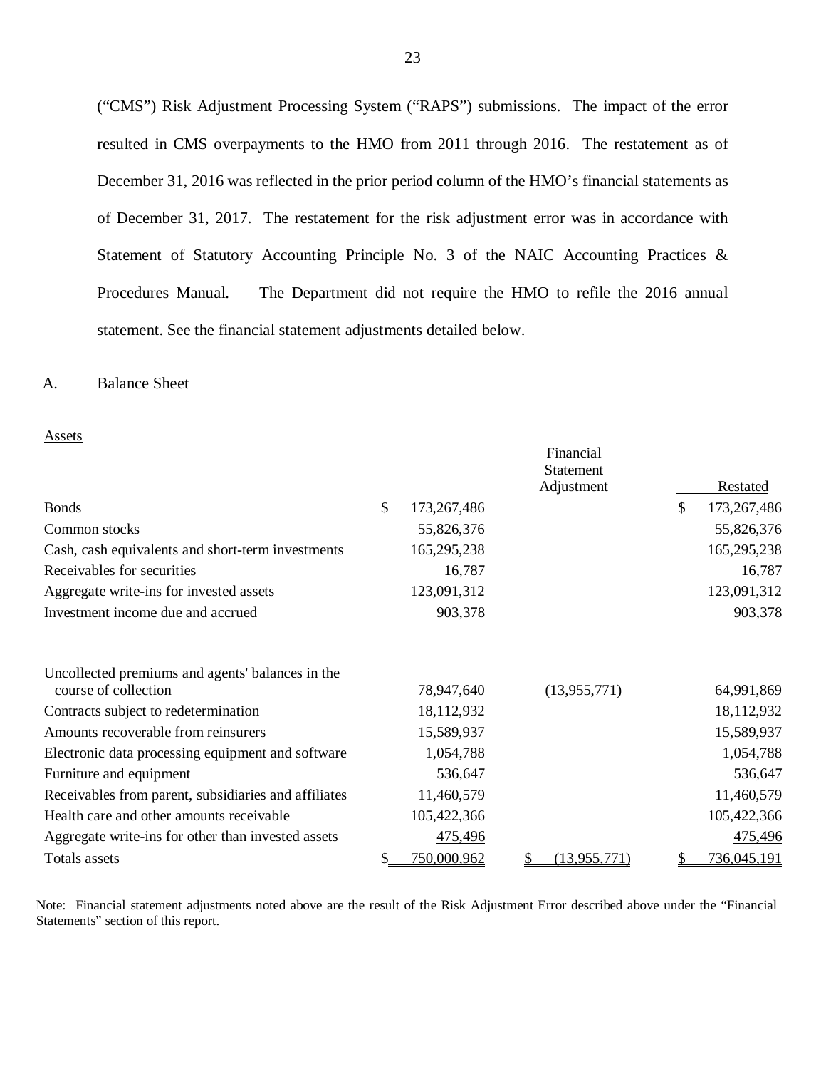("CMS") Risk Adjustment Processing System ("RAPS") submissions. The impact of the error resulted in CMS overpayments to the HMO from 2011 through 2016. The restatement as of December 31, 2016 was reflected in the prior period column of the HMO's financial statements as of December 31, 2017. The restatement for the risk adjustment error was in accordance with Statement of Statutory Accounting Principle No. 3 of the NAIC Accounting Practices & Procedures Manual. The Department did not require the HMO to refile the 2016 annual statement. See the financial statement adjustments detailed below.

## A. Balance Sheet

Assets

| | | Financial Statement Adjustment | Restated |
|---|---|---|---|
| Bonds | $ 173,267,486 | | $ 173,267,486 |
| Common stocks | 55,826,376 | | 55,826,376 |
| Cash, cash equivalents and short-term investments | 165,295,238 | | 165,295,238 |
| Receivables for securities | 16,787 | | 16,787 |
| Aggregate write-ins for invested assets | 123,091,312 | | 123,091,312 |
| Investment income due and accrued | 903,378 | | 903,378 |
| Uncollected premiums and agents' balances in the course of collection | 78,947,640 | (13,955,771) | 64,991,869 |
| Contracts subject to redetermination | 18,112,932 | | 18,112,932 |
| Amounts recoverable from reinsurers | 15,589,937 | | 15,589,937 |
| Electronic data processing equipment and software | 1,054,788 | | 1,054,788 |
| Furniture and equipment | 536,647 | | 536,647 |
| Receivables from parent, subsidiaries and affiliates | 11,460,579 | | 11,460,579 |
| Health care and other amounts receivable | 105,422,366 | | 105,422,366 |
| Aggregate write-ins for other than invested assets | 475,496 | | 475,496 |
| Totals assets | $ 750,000,962 | $ (13,955,771) | $ 736,045,191 |

Note: Financial statement adjustments noted above are the result of the Risk Adjustment Error described above under the "Financial Statements" section of this report.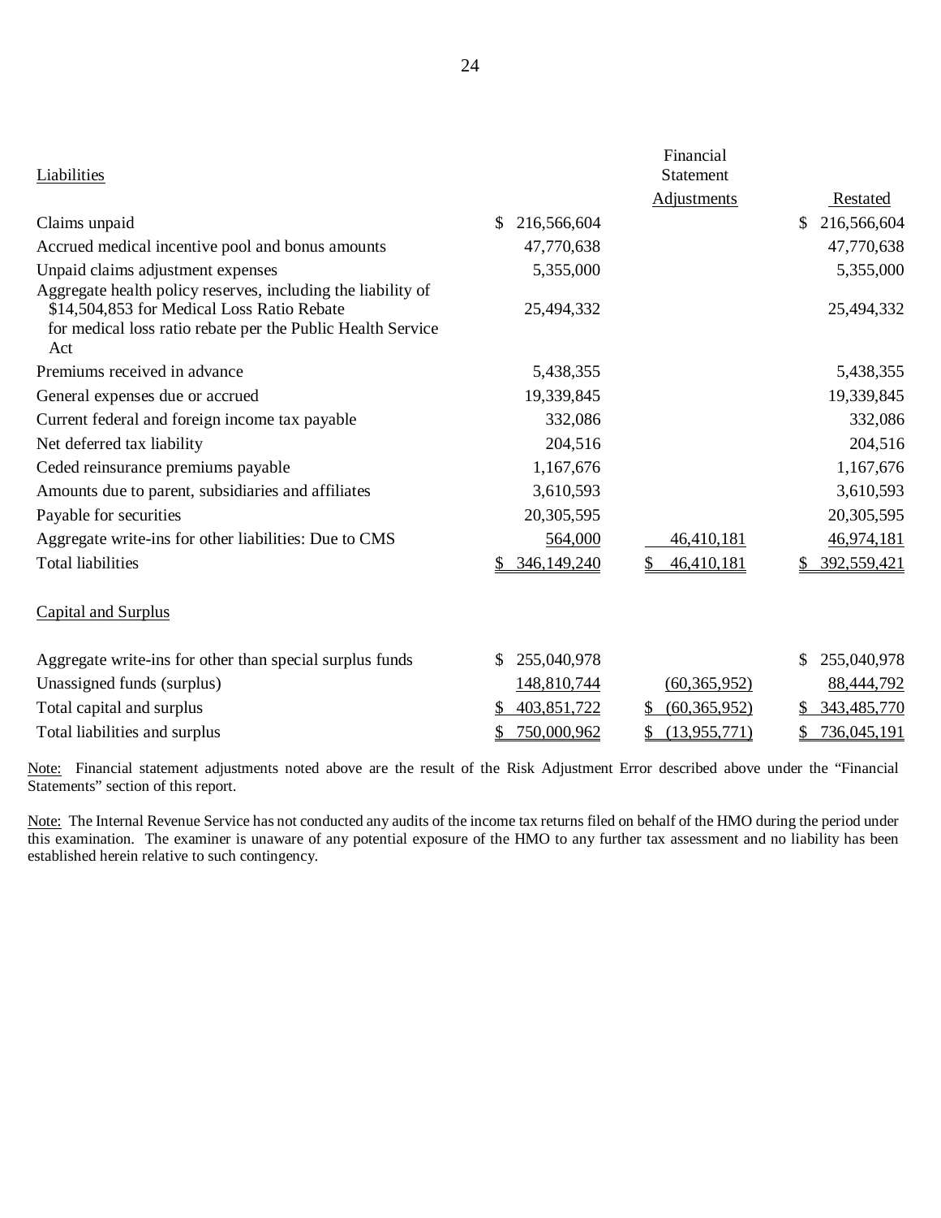| Liabilities | | Financial Statement Adjustments | Restated |
|---|---|---|---|
| Claims unpaid | $ 216,566,604 | | $ 216,566,604 |
| Accrued medical incentive pool and bonus amounts | 47,770,638 | | 47,770,638 |
| Unpaid claims adjustment expenses | 5,355,000 | | 5,355,000 |
| Aggregate health policy reserves, including the liability of $14,504,853 for Medical Loss Ratio Rebate for medical loss ratio rebate per the Public Health Service Act | 25,494,332 | | 25,494,332 |
| Premiums received in advance | 5,438,355 | | 5,438,355 |
| General expenses due or accrued | 19,339,845 | | 19,339,845 |
| Current federal and foreign income tax payable | 332,086 | | 332,086 |
| Net deferred tax liability | 204,516 | | 204,516 |
| Ceded reinsurance premiums payable | 1,167,676 | | 1,167,676 |
| Amounts due to parent, subsidiaries and affiliates | 3,610,593 | | 3,610,593 |
| Payable for securities | 20,305,595 | | 20,305,595 |
| Aggregate write-ins for other liabilities: Due to CMS | 564,000 | 46,410,181 | 46,974,181 |
| Total liabilities | $ 346,149,240 | $ 46,410,181 | $ 392,559,421 |
| **Capital and Surplus** | | | |
| Aggregate write-ins for other than special surplus funds | $ 255,040,978 | | $ 255,040,978 |
| Unassigned funds (surplus) | 148,810,744 | (60,365,952) | 88,444,792 |
| Total capital and surplus | $ 403,851,722 | $ (60,365,952) | $ 343,485,770 |
| Total liabilities and surplus | $ 750,000,962 | $ (13,955,771) | $ 736,045,191 |

Note: Financial statement adjustments noted above are the result of the Risk Adjustment Error described above under the "Financial Statements" section of this report.

Note: The Internal Revenue Service has not conducted any audits of the income tax returns filed on behalf of the HMO during the period under this examination. The examiner is unaware of any potential exposure of the HMO to any further tax assessment and no liability has been established herein relative to such contingency.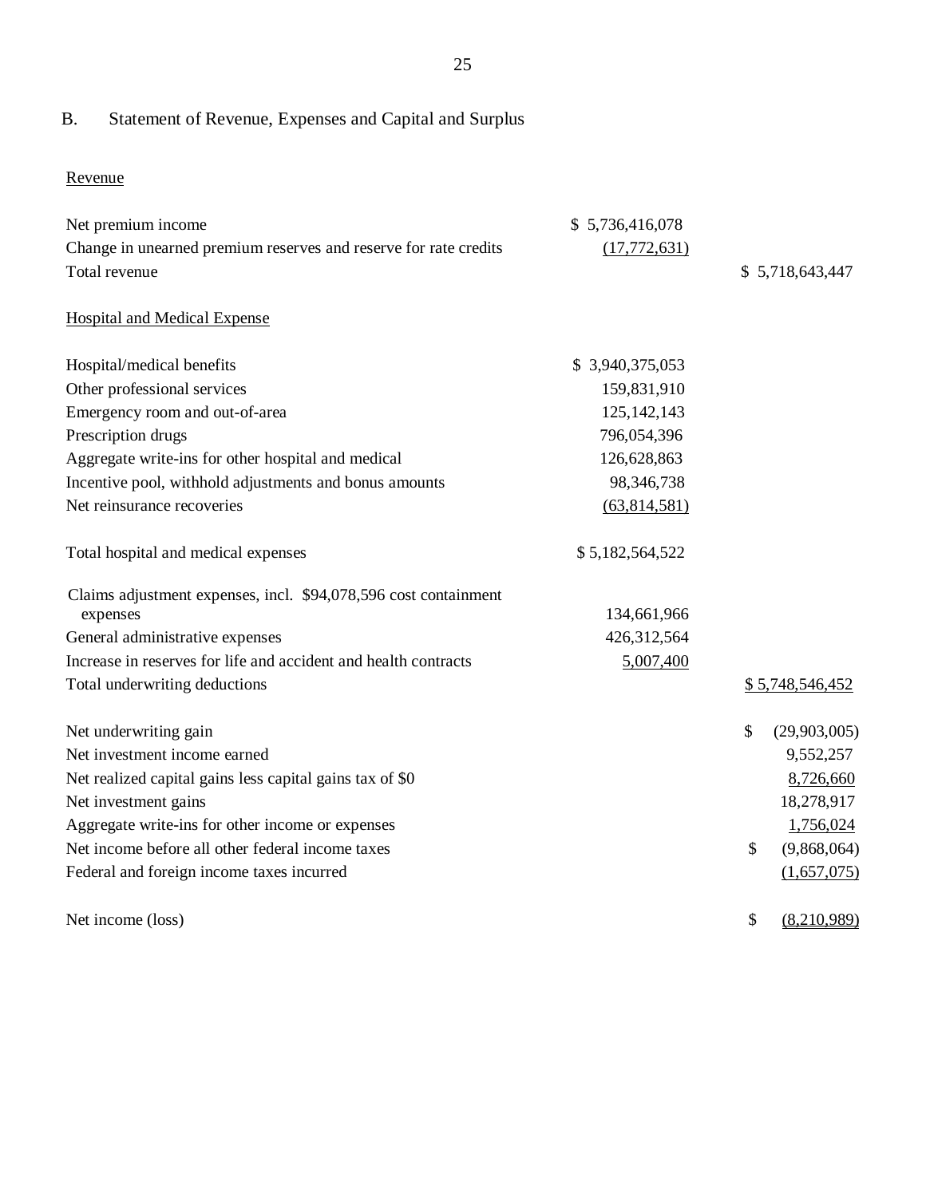## B. Statement of Revenue, Expenses and Capital and Surplus

| | | |
|---|---|---|
| Revenue | | |
| Net premium income | $ 5,736,416,078 | |
| Change in unearned premium reserves and reserve for rate credits | (17,772,631) | |
| Total revenue | | $ 5,718,643,447 |
| Hospital and Medical Expense | | |
| Hospital/medical benefits | $ 3,940,375,053 | |
| Other professional services | 159,831,910 | |
| Emergency room and out-of-area | 125,142,143 | |
| Prescription drugs | 796,054,396 | |
| Aggregate write-ins for other hospital and medical | 126,628,863 | |
| Incentive pool, withhold adjustments and bonus amounts | 98,346,738 | |
| Net reinsurance recoveries | (63,814,581) | |
| Total hospital and medical expenses | $ 5,182,564,522 | |
| Claims adjustment expenses, incl. $94,078,596 cost containment expenses | 134,661,966 | |
| General administrative expenses | 426,312,564 | |
| Increase in reserves for life and accident and health contracts | 5,007,400 | |
| Total underwriting deductions | | $ 5,748,546,452 |
| Net underwriting gain | | $ (29,903,005) |
| Net investment income earned | | 9,552,257 |
| Net realized capital gains less capital gains tax of $0 | | 8,726,660 |
| Net investment gains | | 18,278,917 |
| Aggregate write-ins for other income or expenses | | 1,756,024 |
| Net income before all other federal income taxes | | $ (9,868,064) |
| Federal and foreign income taxes incurred | | (1,657,075) |
| Net income (loss) | | $ (8,210,989) |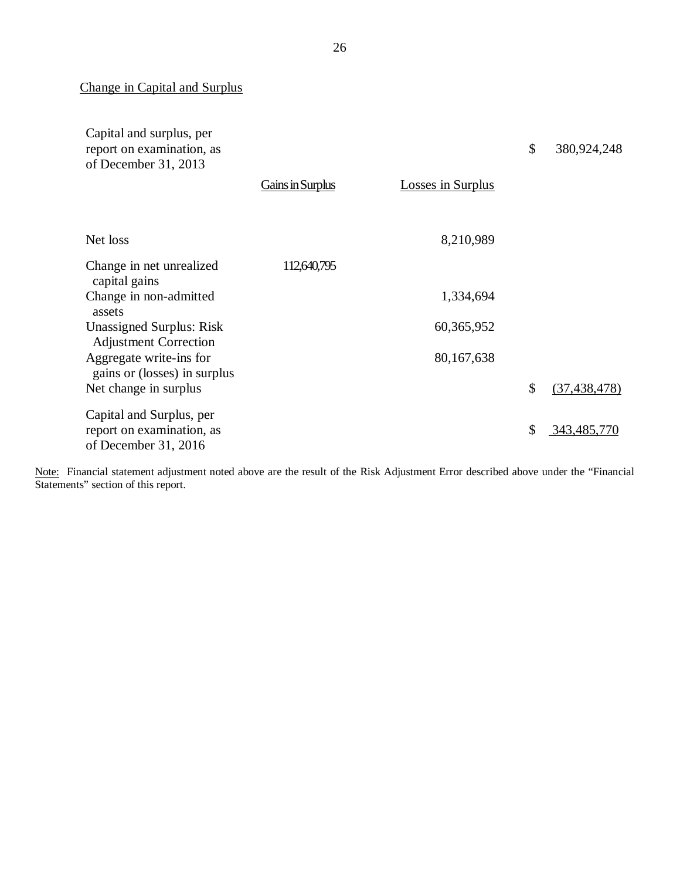## Change in Capital and Surplus

| | Gains in Surplus | Losses in Surplus | | |
|---|---|---|---|---|
| Capital and surplus, per report on examination, as of December 31, 2013 | | | $ | 380,924,248 |
| Net loss | | 8,210,989 | | |
| Change in net unrealized capital gains | 112,640,795 | | | |
| Change in non-admitted assets | | 1,334,694 | | |
| Unassigned Surplus: Risk Adjustment Correction | | 60,365,952 | | |
| Aggregate write-ins for gains or (losses) in surplus | | 80,167,638 | | |
| Net change in surplus | | | $ | (37,438,478) |
| Capital and Surplus, per report on examination, as of December 31, 2016 | | | $ | 343,485,770 |

Note: Financial statement adjustment noted above are the result of the Risk Adjustment Error described above under the "Financial Statements" section of this report.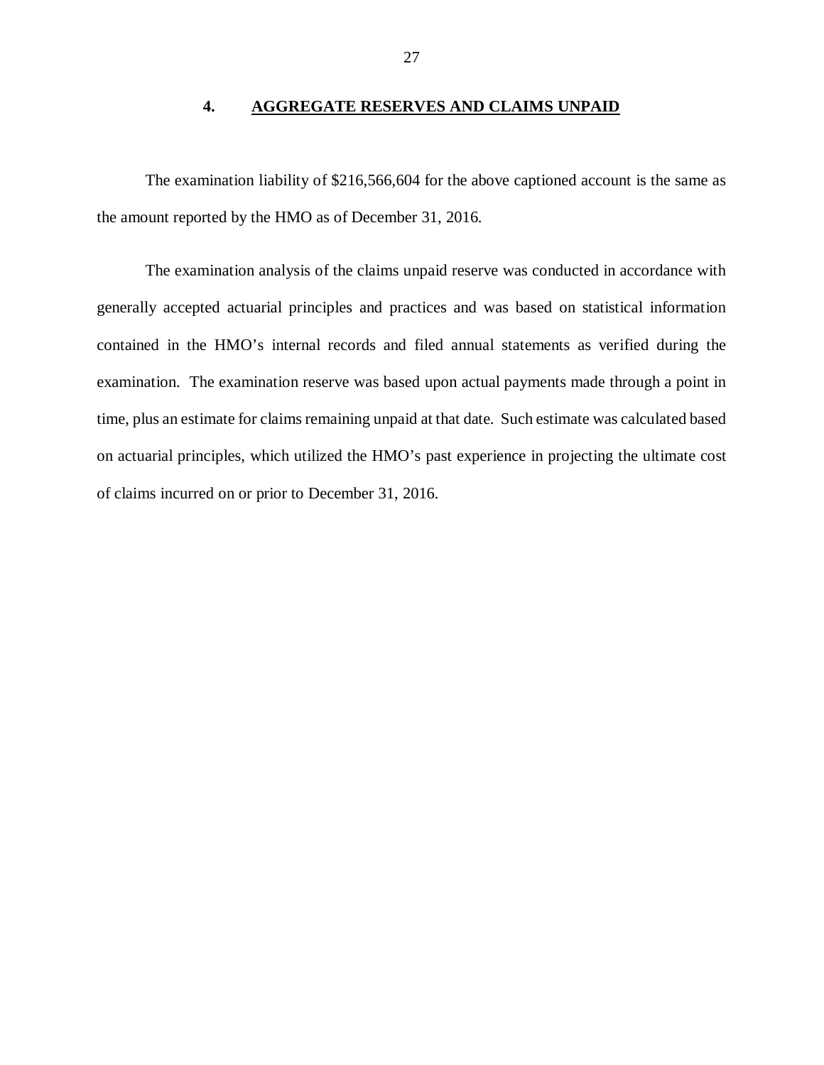## 4. AGGREGATE RESERVES AND CLAIMS UNPAID

The examination liability of $216,566,604 for the above captioned account is the same as the amount reported by the HMO as of December 31, 2016.

The examination analysis of the claims unpaid reserve was conducted in accordance with generally accepted actuarial principles and practices and was based on statistical information contained in the HMO's internal records and filed annual statements as verified during the examination. The examination reserve was based upon actual payments made through a point in time, plus an estimate for claims remaining unpaid at that date. Such estimate was calculated based on actuarial principles, which utilized the HMO's past experience in projecting the ultimate cost of claims incurred on or prior to December 31, 2016.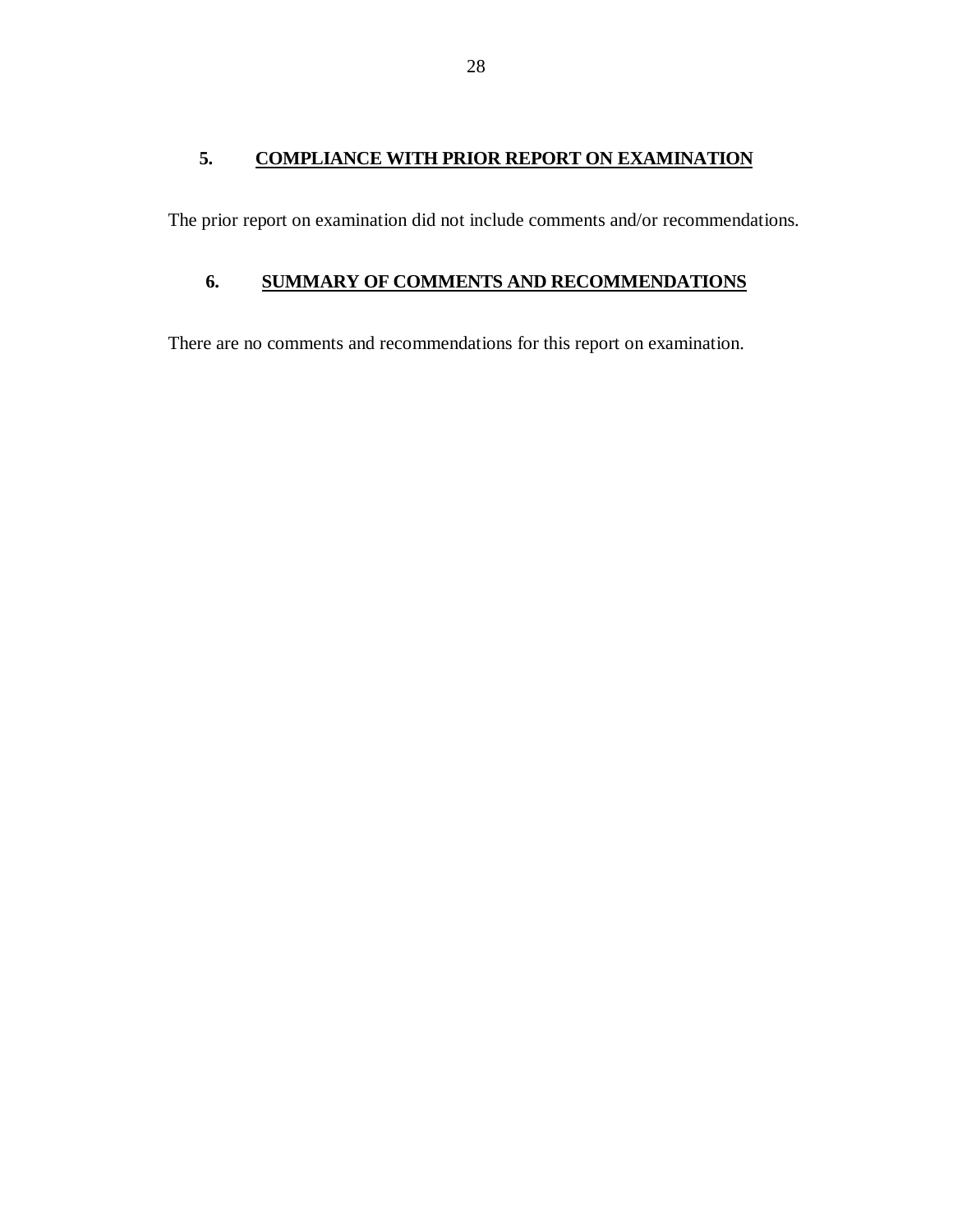## 5. COMPLIANCE WITH PRIOR REPORT ON EXAMINATION

The prior report on examination did not include comments and/or recommendations.

## 6. SUMMARY OF COMMENTS AND RECOMMENDATIONS

There are no comments and recommendations for this report on examination.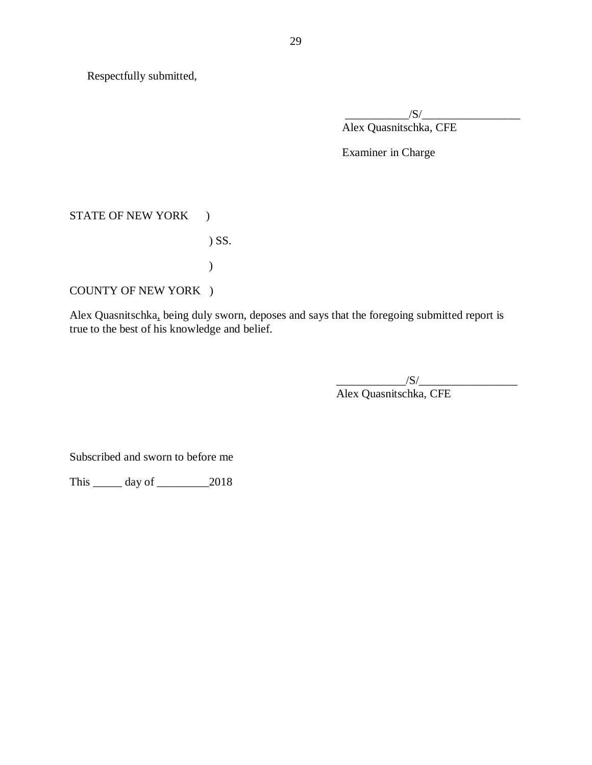Respectfully submitted,

___________/S/_________________
Alex Quasnitschka, CFE

Examiner in Charge

STATE OF NEW YORK )

) SS.

)

COUNTY OF NEW YORK )

Alex Quasnitschka, being duly sworn, deposes and says that the foregoing submitted report is true to the best of his knowledge and belief.

____________/S/_________________
Alex Quasnitschka, CFE

Subscribed and sworn to before me

This _____ day of _________2018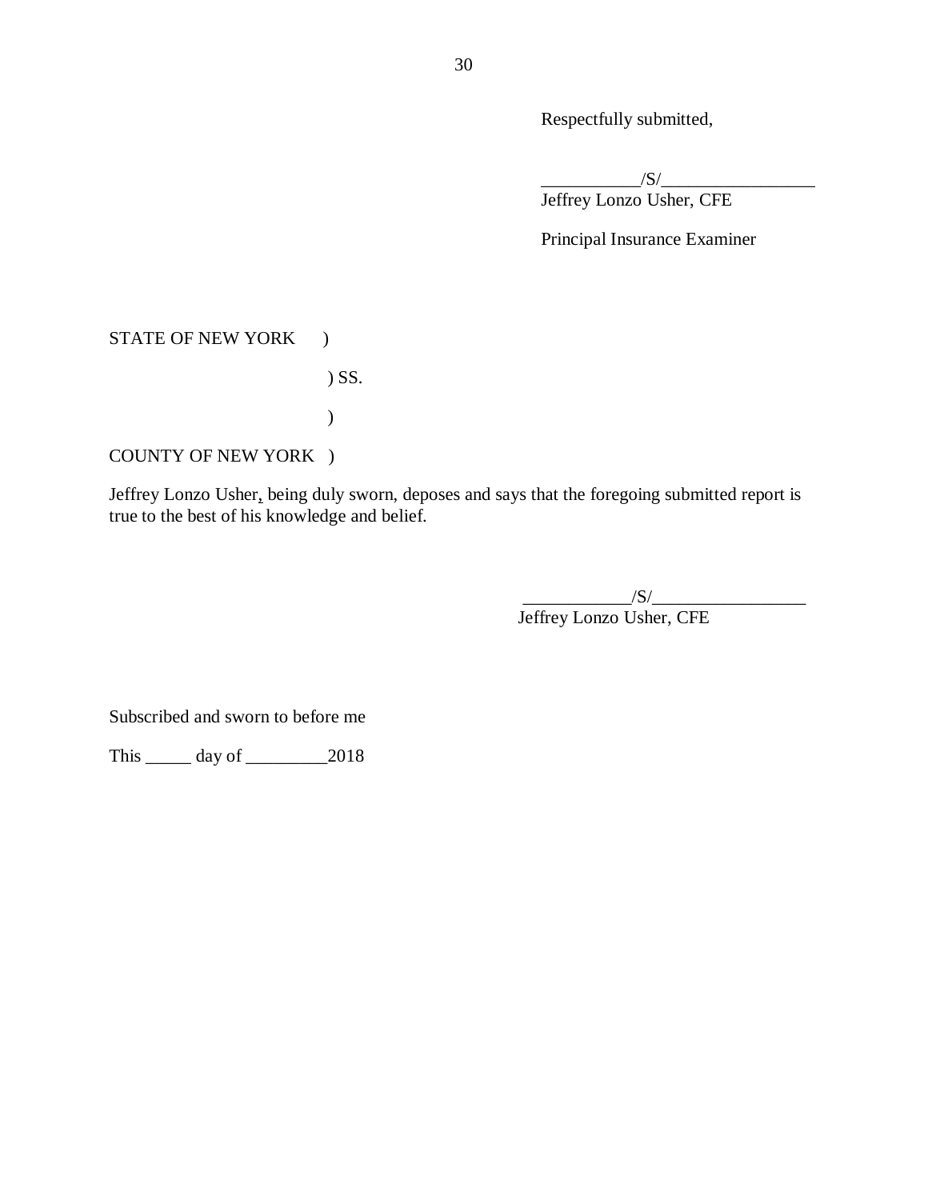Respectfully submitted,

___________/S/_________________
Jeffrey Lonzo Usher, CFE

Principal Insurance Examiner

STATE OF NEW YORK )

) SS.

)

COUNTY OF NEW YORK )

Jeffrey Lonzo Usher, being duly sworn, deposes and says that the foregoing submitted report is true to the best of his knowledge and belief.

____________/S/_________________
Jeffrey Lonzo Usher, CFE

Subscribed and sworn to before me

This _____ day of _________2018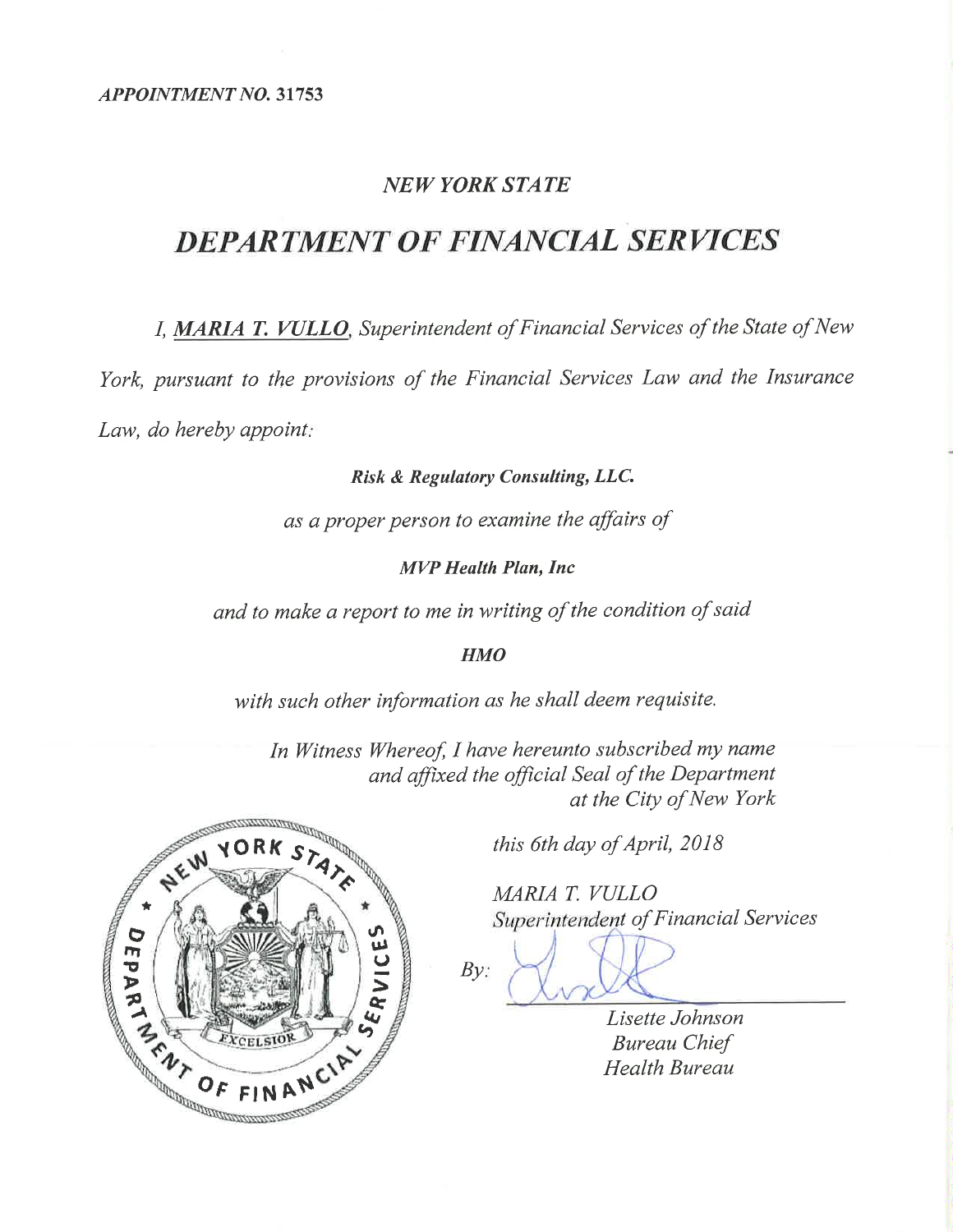*APPOINTMENT NO.* **31753**

## *NEW YORK STATE*

# *DEPARTMENT OF FINANCIAL SERVICES*

*I, **MARIA T. VULLO**, Superintendent of Financial Services of the State of New York, pursuant to the provisions of the Financial Services Law and the Insurance Law, do hereby appoint:*

***Risk & Regulatory Consulting, LLC.***

*as a proper person to examine the affairs of*

***MVP Health Plan, Inc***

*and to make a report to me in writing of the condition of said*

***HMO***

*with such other information as he shall deem requisite.*

*In Witness Whereof, I have hereunto subscribed my name and affixed the official Seal of the Department at the City of New York*

*this 6th day of April, 2018*

*MARIA T. VULLO*
*Superintendent of Financial Services*

*By:*

*Lisette Johnson*
*Bureau Chief*
*Health Bureau*

NEW YORK STATE DEPARTMENT OF FINANCIAL SERVICES
EXCELSIOR